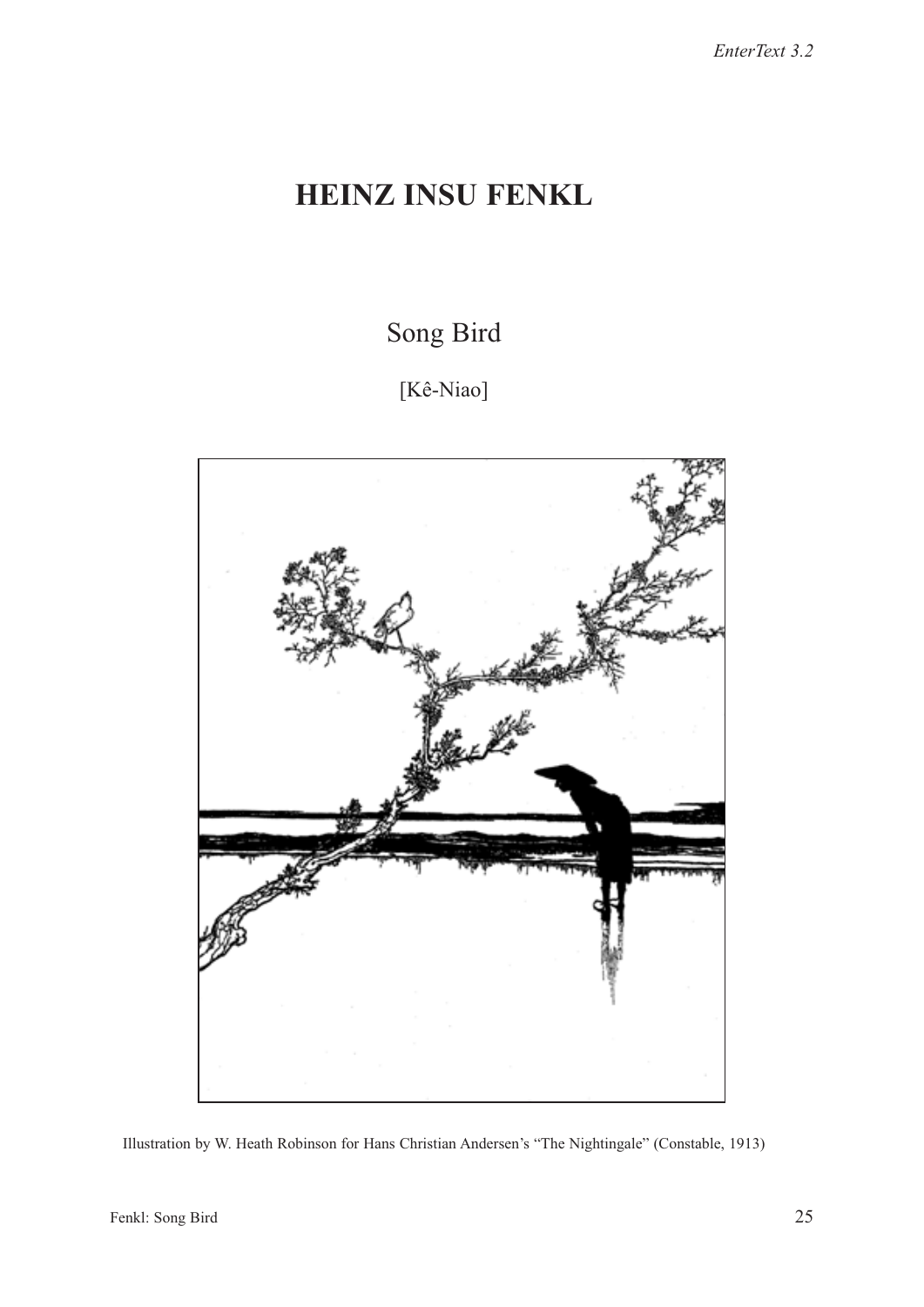# HEINZ INSU FENKL

## Song Bird

[Kê-Niao]

Illustration by W. Heath Robinson for Hans Christian Andersen's "The Nightingale" (Constable, 1913)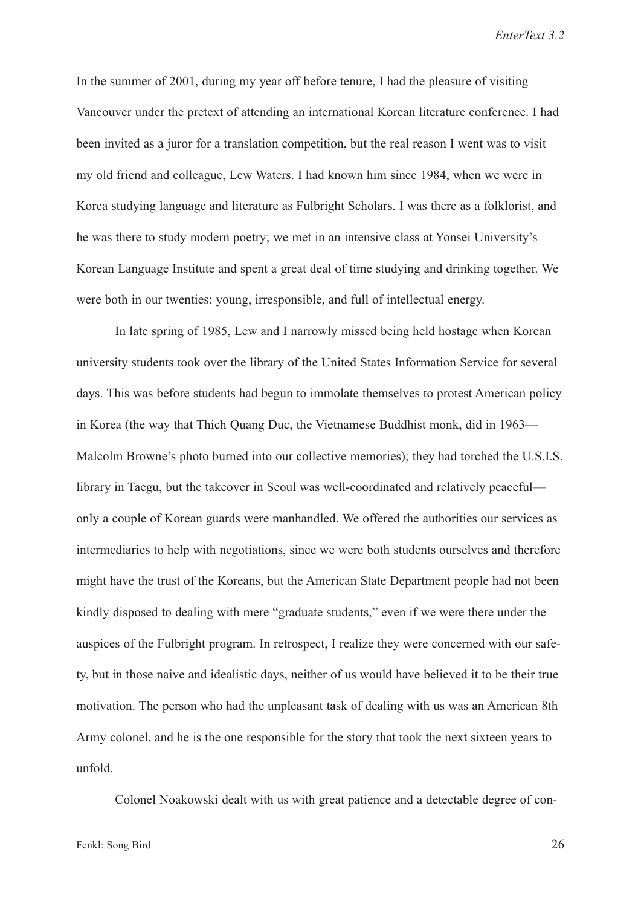In the summer of 2001, during my year off before tenure, I had the pleasure of visiting Vancouver under the pretext of attending an international Korean literature conference. I had been invited as a juror for a translation competition, but the real reason I went was to visit my old friend and colleague, Lew Waters. I had known him since 1984, when we were in Korea studying language and literature as Fulbright Scholars. I was there as a folklorist, and he was there to study modern poetry; we met in an intensive class at Yonsei University's Korean Language Institute and spent a great deal of time studying and drinking together. We were both in our twenties: young, irresponsible, and full of intellectual energy.

In late spring of 1985, Lew and I narrowly missed being held hostage when Korean university students took over the library of the United States Information Service for several days. This was before students had begun to immolate themselves to protest American policy in Korea (the way that Thich Quang Duc, the Vietnamese Buddhist monk, did in 1963—Malcolm Browne's photo burned into our collective memories); they had torched the U.S.I.S. library in Taegu, but the takeover in Seoul was well-coordinated and relatively peaceful—only a couple of Korean guards were manhandled. We offered the authorities our services as intermediaries to help with negotiations, since we were both students ourselves and therefore might have the trust of the Koreans, but the American State Department people had not been kindly disposed to dealing with mere "graduate students," even if we were there under the auspices of the Fulbright program. In retrospect, I realize they were concerned with our safety, but in those naive and idealistic days, neither of us would have believed it to be their true motivation. The person who had the unpleasant task of dealing with us was an American 8th Army colonel, and he is the one responsible for the story that took the next sixteen years to unfold.

Colonel Noakowski dealt with us with great patience and a detectable degree of con-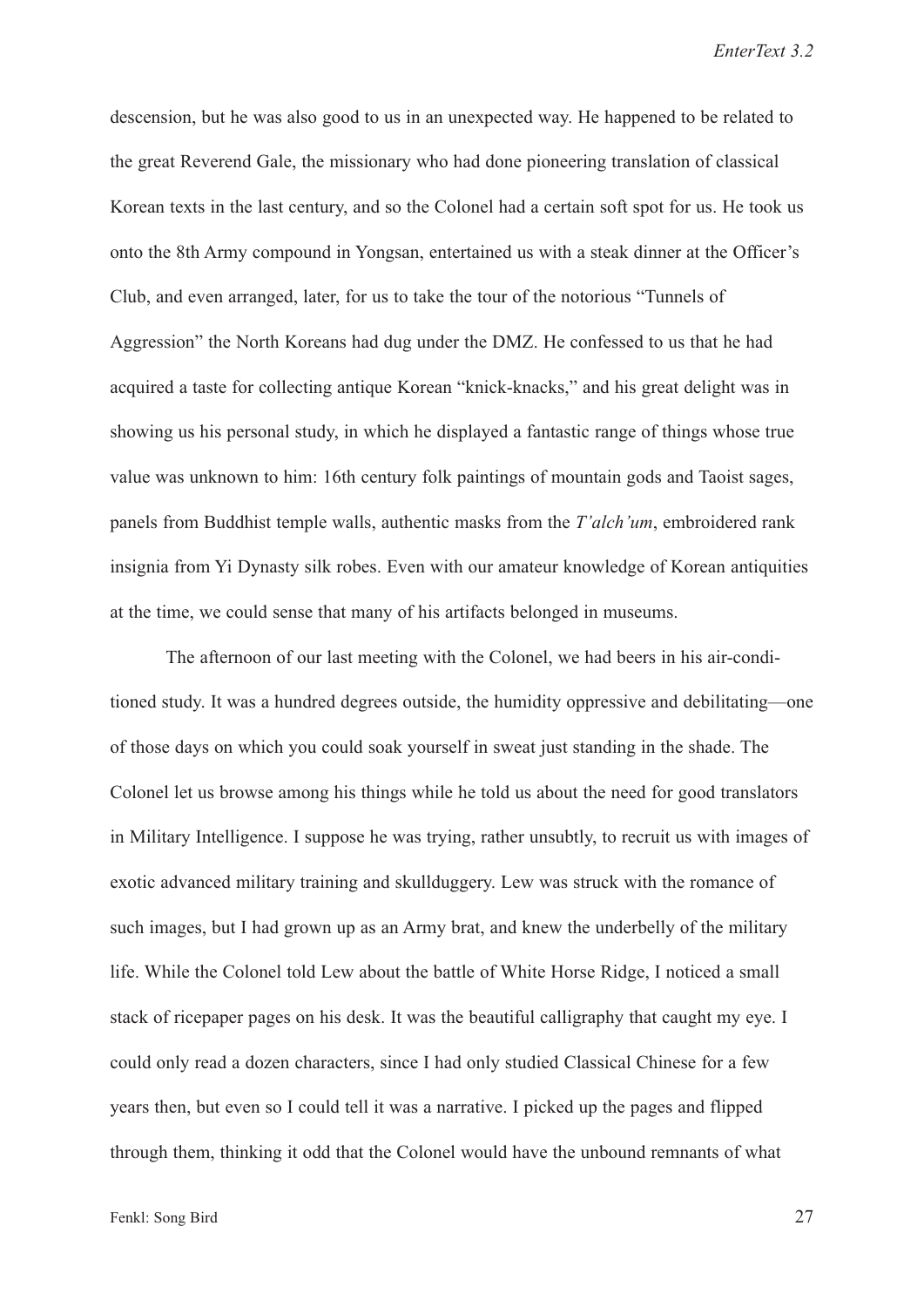descension, but he was also good to us in an unexpected way. He happened to be related to the great Reverend Gale, the missionary who had done pioneering translation of classical Korean texts in the last century, and so the Colonel had a certain soft spot for us. He took us onto the 8th Army compound in Yongsan, entertained us with a steak dinner at the Officer's Club, and even arranged, later, for us to take the tour of the notorious "Tunnels of Aggression" the North Koreans had dug under the DMZ. He confessed to us that he had acquired a taste for collecting antique Korean "knick-knacks," and his great delight was in showing us his personal study, in which he displayed a fantastic range of things whose true value was unknown to him: 16th century folk paintings of mountain gods and Taoist sages, panels from Buddhist temple walls, authentic masks from the *T'alch'um*, embroidered rank insignia from Yi Dynasty silk robes. Even with our amateur knowledge of Korean antiquities at the time, we could sense that many of his artifacts belonged in museums.

The afternoon of our last meeting with the Colonel, we had beers in his air-conditioned study. It was a hundred degrees outside, the humidity oppressive and debilitating—one of those days on which you could soak yourself in sweat just standing in the shade. The Colonel let us browse among his things while he told us about the need for good translators in Military Intelligence. I suppose he was trying, rather unsubtly, to recruit us with images of exotic advanced military training and skullduggery. Lew was struck with the romance of such images, but I had grown up as an Army brat, and knew the underbelly of the military life. While the Colonel told Lew about the battle of White Horse Ridge, I noticed a small stack of ricepaper pages on his desk. It was the beautiful calligraphy that caught my eye. I could only read a dozen characters, since I had only studied Classical Chinese for a few years then, but even so I could tell it was a narrative. I picked up the pages and flipped through them, thinking it odd that the Colonel would have the unbound remnants of what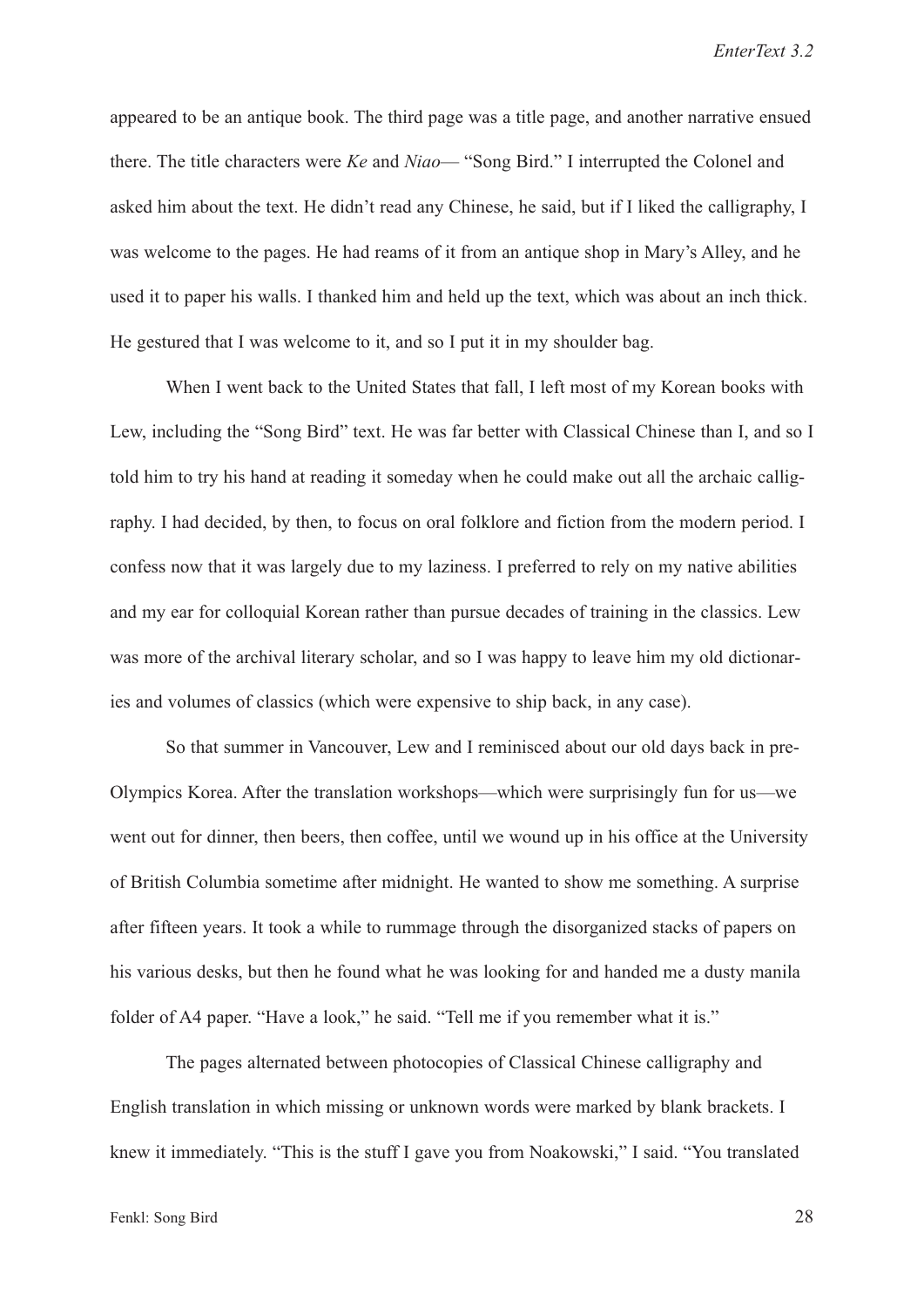appeared to be an antique book. The third page was a title page, and another narrative ensued there. The title characters were *Ke* and *Niao*— "Song Bird." I interrupted the Colonel and asked him about the text. He didn't read any Chinese, he said, but if I liked the calligraphy, I was welcome to the pages. He had reams of it from an antique shop in Mary's Alley, and he used it to paper his walls. I thanked him and held up the text, which was about an inch thick. He gestured that I was welcome to it, and so I put it in my shoulder bag.

When I went back to the United States that fall, I left most of my Korean books with Lew, including the "Song Bird" text. He was far better with Classical Chinese than I, and so I told him to try his hand at reading it someday when he could make out all the archaic calligraphy. I had decided, by then, to focus on oral folklore and fiction from the modern period. I confess now that it was largely due to my laziness. I preferred to rely on my native abilities and my ear for colloquial Korean rather than pursue decades of training in the classics. Lew was more of the archival literary scholar, and so I was happy to leave him my old dictionaries and volumes of classics (which were expensive to ship back, in any case).

So that summer in Vancouver, Lew and I reminisced about our old days back in pre-Olympics Korea. After the translation workshops—which were surprisingly fun for us—we went out for dinner, then beers, then coffee, until we wound up in his office at the University of British Columbia sometime after midnight. He wanted to show me something. A surprise after fifteen years. It took a while to rummage through the disorganized stacks of papers on his various desks, but then he found what he was looking for and handed me a dusty manila folder of A4 paper. "Have a look," he said. "Tell me if you remember what it is."

The pages alternated between photocopies of Classical Chinese calligraphy and English translation in which missing or unknown words were marked by blank brackets. I knew it immediately. "This is the stuff I gave you from Noakowski," I said. "You translated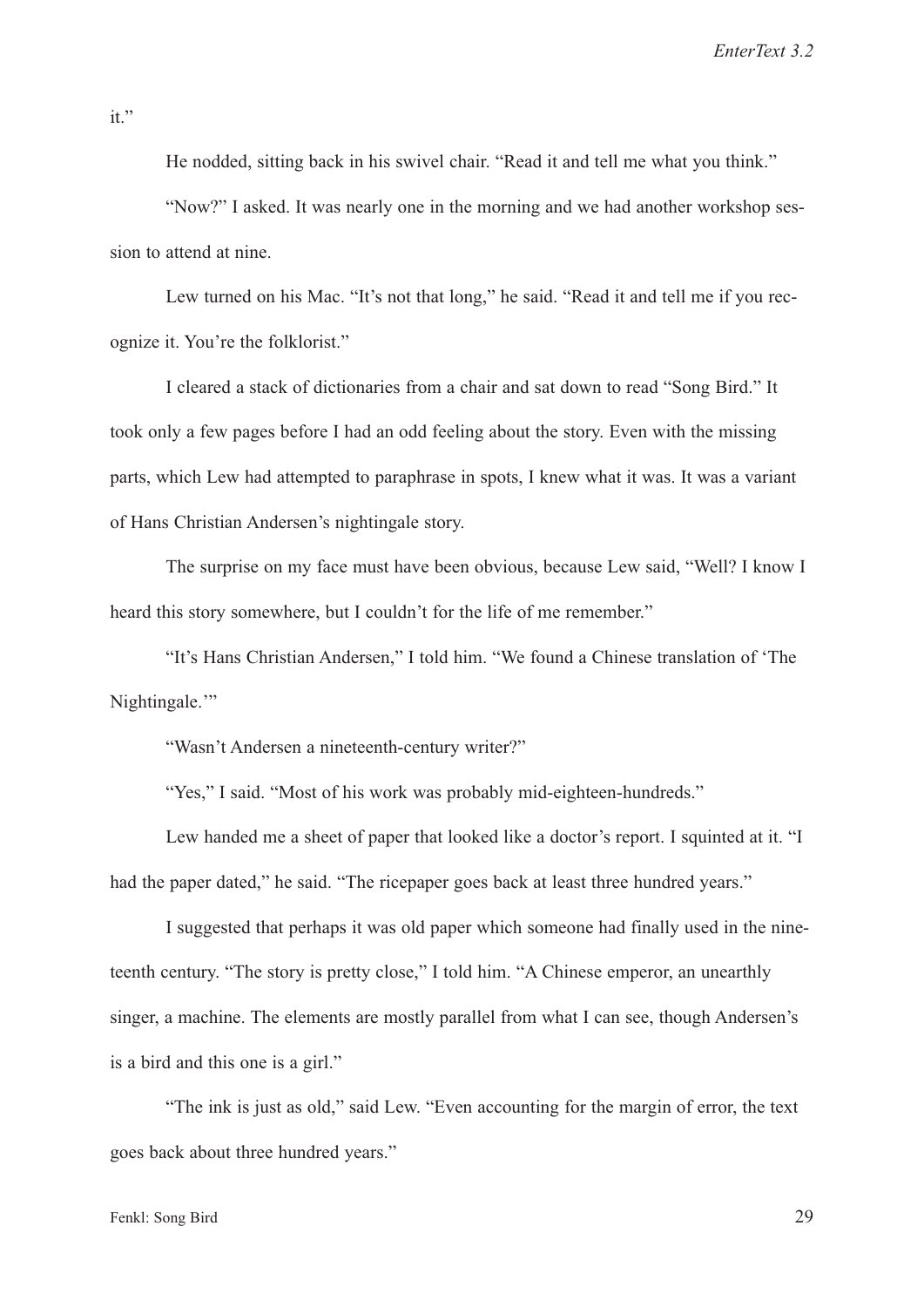it."

He nodded, sitting back in his swivel chair. "Read it and tell me what you think."

"Now?" I asked. It was nearly one in the morning and we had another workshop session to attend at nine.

Lew turned on his Mac. "It's not that long," he said. "Read it and tell me if you recognize it. You're the folklorist."

I cleared a stack of dictionaries from a chair and sat down to read "Song Bird." It took only a few pages before I had an odd feeling about the story. Even with the missing parts, which Lew had attempted to paraphrase in spots, I knew what it was. It was a variant of Hans Christian Andersen's nightingale story.

The surprise on my face must have been obvious, because Lew said, "Well? I know I heard this story somewhere, but I couldn't for the life of me remember."

"It's Hans Christian Andersen," I told him. "We found a Chinese translation of 'The Nightingale.'"

"Wasn't Andersen a nineteenth-century writer?"

"Yes," I said. "Most of his work was probably mid-eighteen-hundreds."

Lew handed me a sheet of paper that looked like a doctor's report. I squinted at it. "I had the paper dated," he said. "The ricepaper goes back at least three hundred years."

I suggested that perhaps it was old paper which someone had finally used in the nineteenth century. "The story is pretty close," I told him. "A Chinese emperor, an unearthly singer, a machine. The elements are mostly parallel from what I can see, though Andersen's is a bird and this one is a girl."

"The ink is just as old," said Lew. "Even accounting for the margin of error, the text goes back about three hundred years."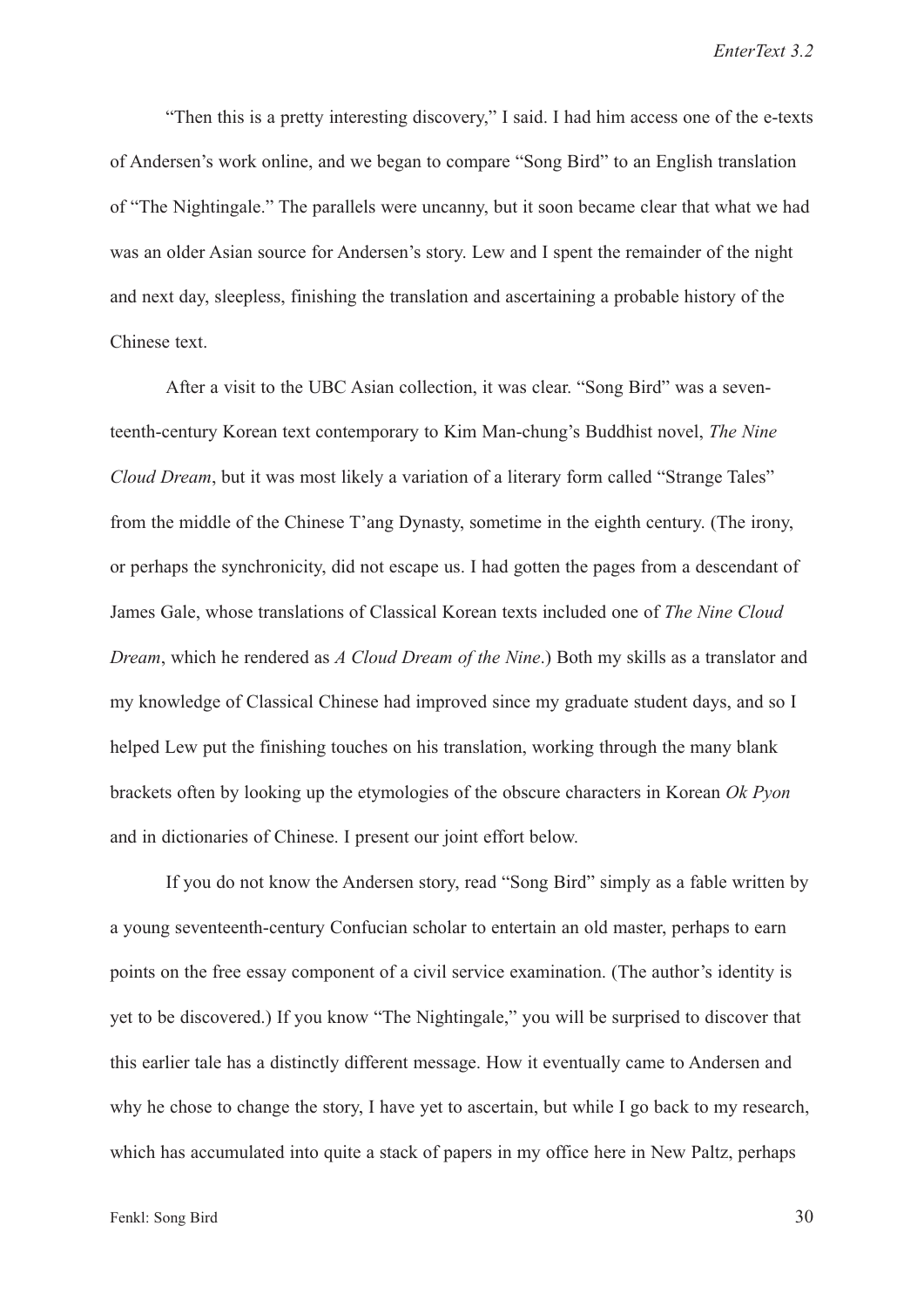"Then this is a pretty interesting discovery," I said. I had him access one of the e-texts of Andersen's work online, and we began to compare "Song Bird" to an English translation of "The Nightingale." The parallels were uncanny, but it soon became clear that what we had was an older Asian source for Andersen's story. Lew and I spent the remainder of the night and next day, sleepless, finishing the translation and ascertaining a probable history of the Chinese text.

After a visit to the UBC Asian collection, it was clear. "Song Bird" was a seventeenth-century Korean text contemporary to Kim Man-chung's Buddhist novel, *The Nine Cloud Dream*, but it was most likely a variation of a literary form called "Strange Tales" from the middle of the Chinese T'ang Dynasty, sometime in the eighth century. (The irony, or perhaps the synchronicity, did not escape us. I had gotten the pages from a descendant of James Gale, whose translations of Classical Korean texts included one of *The Nine Cloud Dream*, which he rendered as *A Cloud Dream of the Nine*.) Both my skills as a translator and my knowledge of Classical Chinese had improved since my graduate student days, and so I helped Lew put the finishing touches on his translation, working through the many blank brackets often by looking up the etymologies of the obscure characters in Korean *Ok Pyon* and in dictionaries of Chinese. I present our joint effort below.

If you do not know the Andersen story, read "Song Bird" simply as a fable written by a young seventeenth-century Confucian scholar to entertain an old master, perhaps to earn points on the free essay component of a civil service examination. (The author's identity is yet to be discovered.) If you know "The Nightingale," you will be surprised to discover that this earlier tale has a distinctly different message. How it eventually came to Andersen and why he chose to change the story, I have yet to ascertain, but while I go back to my research, which has accumulated into quite a stack of papers in my office here in New Paltz, perhaps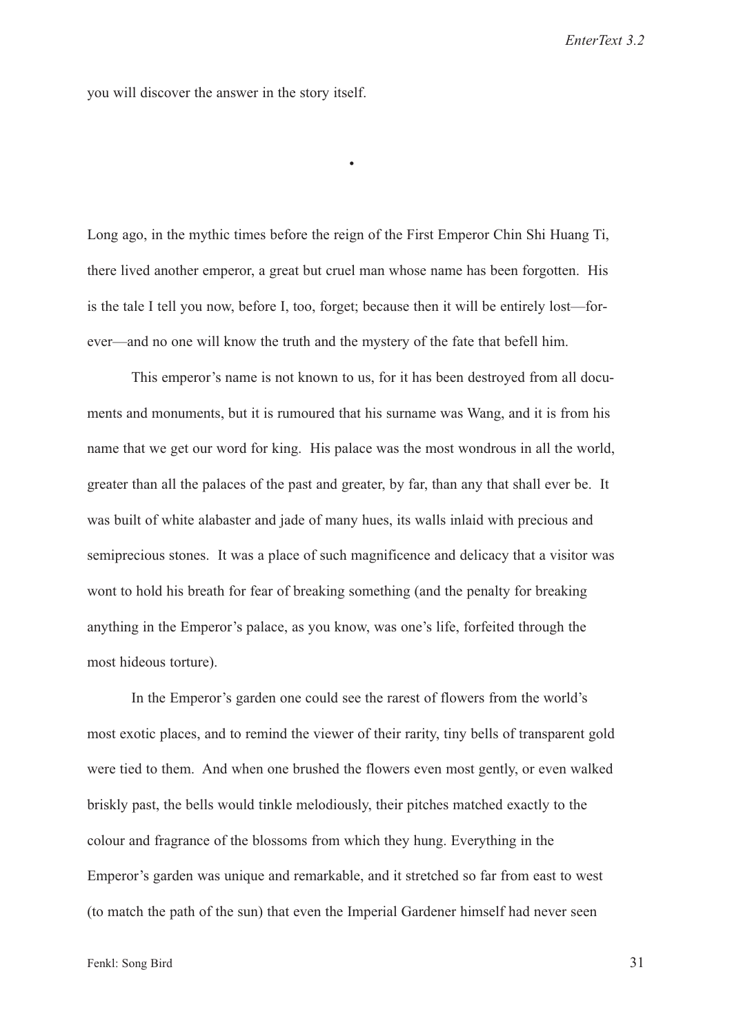you will discover the answer in the story itself.

•

Long ago, in the mythic times before the reign of the First Emperor Chin Shi Huang Ti, there lived another emperor, a great but cruel man whose name has been forgotten. His is the tale I tell you now, before I, too, forget; because then it will be entirely lost—forever—and no one will know the truth and the mystery of the fate that befell him.

This emperor's name is not known to us, for it has been destroyed from all documents and monuments, but it is rumoured that his surname was Wang, and it is from his name that we get our word for king. His palace was the most wondrous in all the world, greater than all the palaces of the past and greater, by far, than any that shall ever be. It was built of white alabaster and jade of many hues, its walls inlaid with precious and semiprecious stones. It was a place of such magnificence and delicacy that a visitor was wont to hold his breath for fear of breaking something (and the penalty for breaking anything in the Emperor's palace, as you know, was one's life, forfeited through the most hideous torture).

In the Emperor's garden one could see the rarest of flowers from the world's most exotic places, and to remind the viewer of their rarity, tiny bells of transparent gold were tied to them. And when one brushed the flowers even most gently, or even walked briskly past, the bells would tinkle melodiously, their pitches matched exactly to the colour and fragrance of the blossoms from which they hung. Everything in the Emperor's garden was unique and remarkable, and it stretched so far from east to west (to match the path of the sun) that even the Imperial Gardener himself had never seen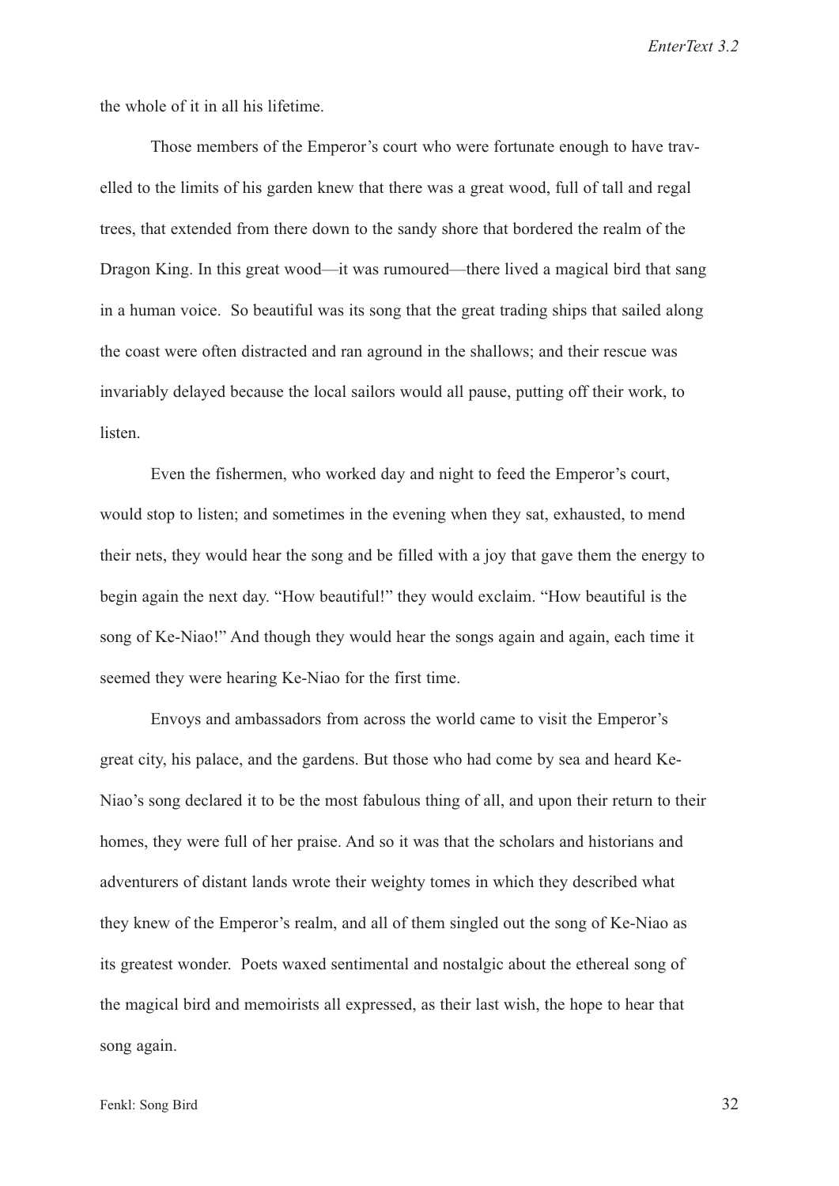the whole of it in all his lifetime.

Those members of the Emperor's court who were fortunate enough to have travelled to the limits of his garden knew that there was a great wood, full of tall and regal trees, that extended from there down to the sandy shore that bordered the realm of the Dragon King. In this great wood—it was rumoured—there lived a magical bird that sang in a human voice. So beautiful was its song that the great trading ships that sailed along the coast were often distracted and ran aground in the shallows; and their rescue was invariably delayed because the local sailors would all pause, putting off their work, to listen.

Even the fishermen, who worked day and night to feed the Emperor's court, would stop to listen; and sometimes in the evening when they sat, exhausted, to mend their nets, they would hear the song and be filled with a joy that gave them the energy to begin again the next day. "How beautiful!" they would exclaim. "How beautiful is the song of Ke-Niao!" And though they would hear the songs again and again, each time it seemed they were hearing Ke-Niao for the first time.

Envoys and ambassadors from across the world came to visit the Emperor's great city, his palace, and the gardens. But those who had come by sea and heard Ke-Niao's song declared it to be the most fabulous thing of all, and upon their return to their homes, they were full of her praise. And so it was that the scholars and historians and adventurers of distant lands wrote their weighty tomes in which they described what they knew of the Emperor's realm, and all of them singled out the song of Ke-Niao as its greatest wonder. Poets waxed sentimental and nostalgic about the ethereal song of the magical bird and memoirists all expressed, as their last wish, the hope to hear that song again.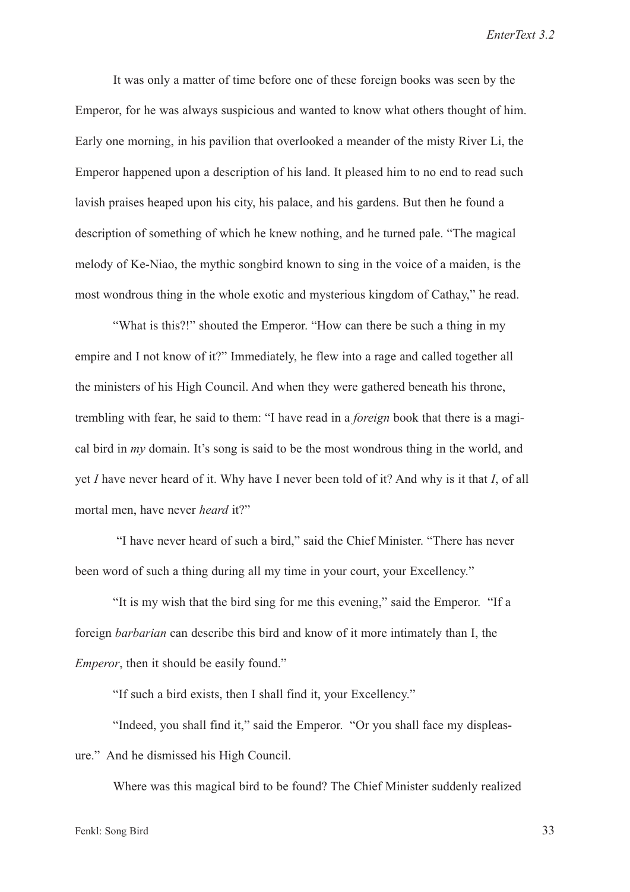It was only a matter of time before one of these foreign books was seen by the Emperor, for he was always suspicious and wanted to know what others thought of him. Early one morning, in his pavilion that overlooked a meander of the misty River Li, the Emperor happened upon a description of his land. It pleased him to no end to read such lavish praises heaped upon his city, his palace, and his gardens. But then he found a description of something of which he knew nothing, and he turned pale. "The magical melody of Ke-Niao, the mythic songbird known to sing in the voice of a maiden, is the most wondrous thing in the whole exotic and mysterious kingdom of Cathay," he read.

"What is this?!" shouted the Emperor. "How can there be such a thing in my empire and I not know of it?" Immediately, he flew into a rage and called together all the ministers of his High Council. And when they were gathered beneath his throne, trembling with fear, he said to them: "I have read in a *foreign* book that there is a magical bird in *my* domain. It's song is said to be the most wondrous thing in the world, and yet *I* have never heard of it. Why have I never been told of it? And why is it that *I*, of all mortal men, have never *heard* it?"

"I have never heard of such a bird," said the Chief Minister. "There has never been word of such a thing during all my time in your court, your Excellency."

"It is my wish that the bird sing for me this evening," said the Emperor. "If a foreign *barbarian* can describe this bird and know of it more intimately than I, the *Emperor*, then it should be easily found."

"If such a bird exists, then I shall find it, your Excellency."

"Indeed, you shall find it," said the Emperor. "Or you shall face my displeasure." And he dismissed his High Council.

Where was this magical bird to be found? The Chief Minister suddenly realized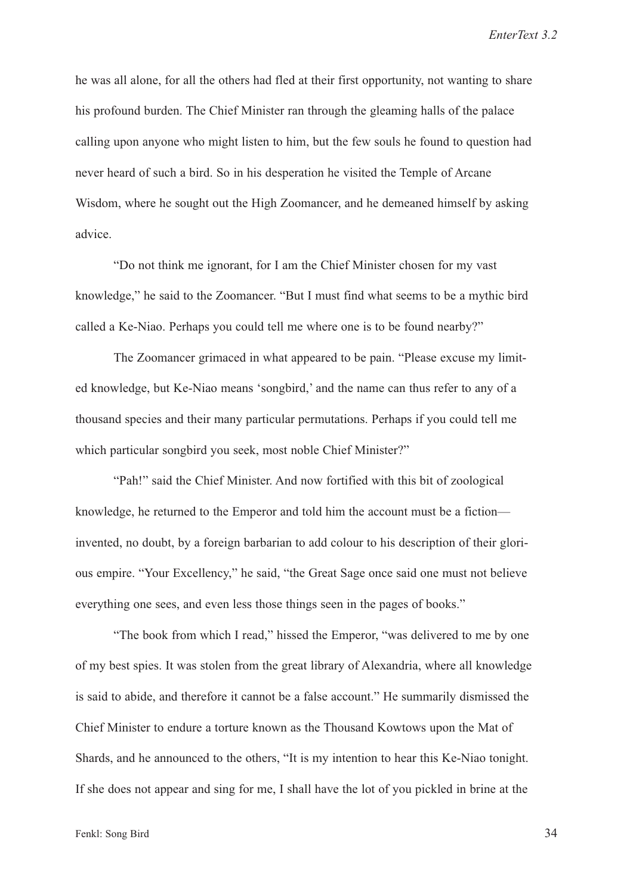he was all alone, for all the others had fled at their first opportunity, not wanting to share his profound burden. The Chief Minister ran through the gleaming halls of the palace calling upon anyone who might listen to him, but the few souls he found to question had never heard of such a bird. So in his desperation he visited the Temple of Arcane Wisdom, where he sought out the High Zoomancer, and he demeaned himself by asking advice.

"Do not think me ignorant, for I am the Chief Minister chosen for my vast knowledge," he said to the Zoomancer. "But I must find what seems to be a mythic bird called a Ke-Niao. Perhaps you could tell me where one is to be found nearby?"

The Zoomancer grimaced in what appeared to be pain. "Please excuse my limited knowledge, but Ke-Niao means 'songbird,' and the name can thus refer to any of a thousand species and their many particular permutations. Perhaps if you could tell me which particular songbird you seek, most noble Chief Minister?"

"Pah!" said the Chief Minister. And now fortified with this bit of zoological knowledge, he returned to the Emperor and told him the account must be a fiction—invented, no doubt, by a foreign barbarian to add colour to his description of their glorious empire. "Your Excellency," he said, "the Great Sage once said one must not believe everything one sees, and even less those things seen in the pages of books."

"The book from which I read," hissed the Emperor, "was delivered to me by one of my best spies. It was stolen from the great library of Alexandria, where all knowledge is said to abide, and therefore it cannot be a false account." He summarily dismissed the Chief Minister to endure a torture known as the Thousand Kowtows upon the Mat of Shards, and he announced to the others, "It is my intention to hear this Ke-Niao tonight. If she does not appear and sing for me, I shall have the lot of you pickled in brine at the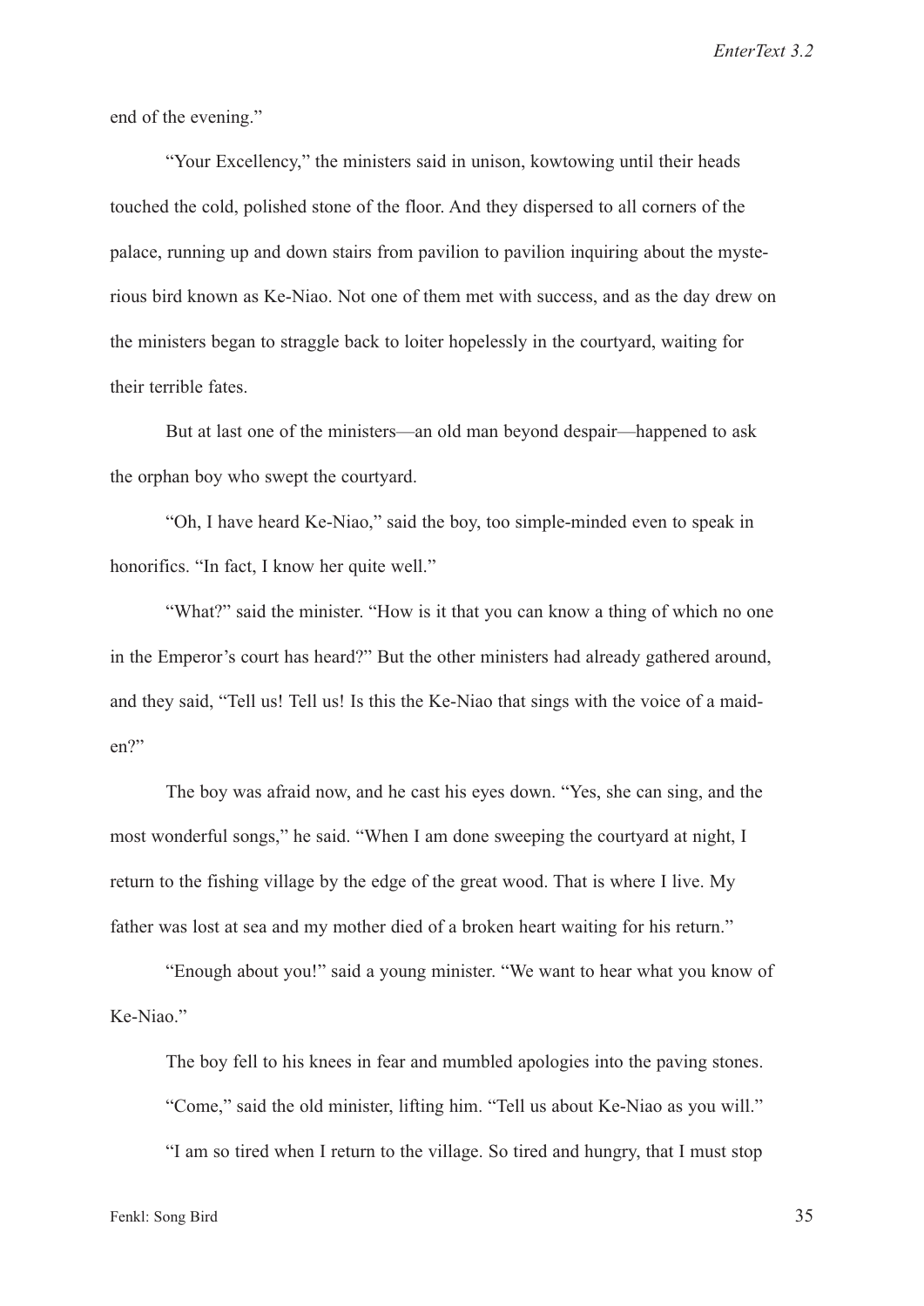end of the evening."

"Your Excellency," the ministers said in unison, kowtowing until their heads touched the cold, polished stone of the floor. And they dispersed to all corners of the palace, running up and down stairs from pavilion to pavilion inquiring about the mysterious bird known as Ke-Niao. Not one of them met with success, and as the day drew on the ministers began to straggle back to loiter hopelessly in the courtyard, waiting for their terrible fates.

But at last one of the ministers—an old man beyond despair—happened to ask the orphan boy who swept the courtyard.

"Oh, I have heard Ke-Niao," said the boy, too simple-minded even to speak in honorifics. "In fact, I know her quite well."

"What?" said the minister. "How is it that you can know a thing of which no one in the Emperor's court has heard?" But the other ministers had already gathered around, and they said, "Tell us! Tell us! Is this the Ke-Niao that sings with the voice of a maiden?"

The boy was afraid now, and he cast his eyes down. "Yes, she can sing, and the most wonderful songs," he said. "When I am done sweeping the courtyard at night, I return to the fishing village by the edge of the great wood. That is where I live. My father was lost at sea and my mother died of a broken heart waiting for his return."

"Enough about you!" said a young minister. "We want to hear what you know of Ke-Niao."

The boy fell to his knees in fear and mumbled apologies into the paving stones.

"Come," said the old minister, lifting him. "Tell us about Ke-Niao as you will."

"I am so tired when I return to the village. So tired and hungry, that I must stop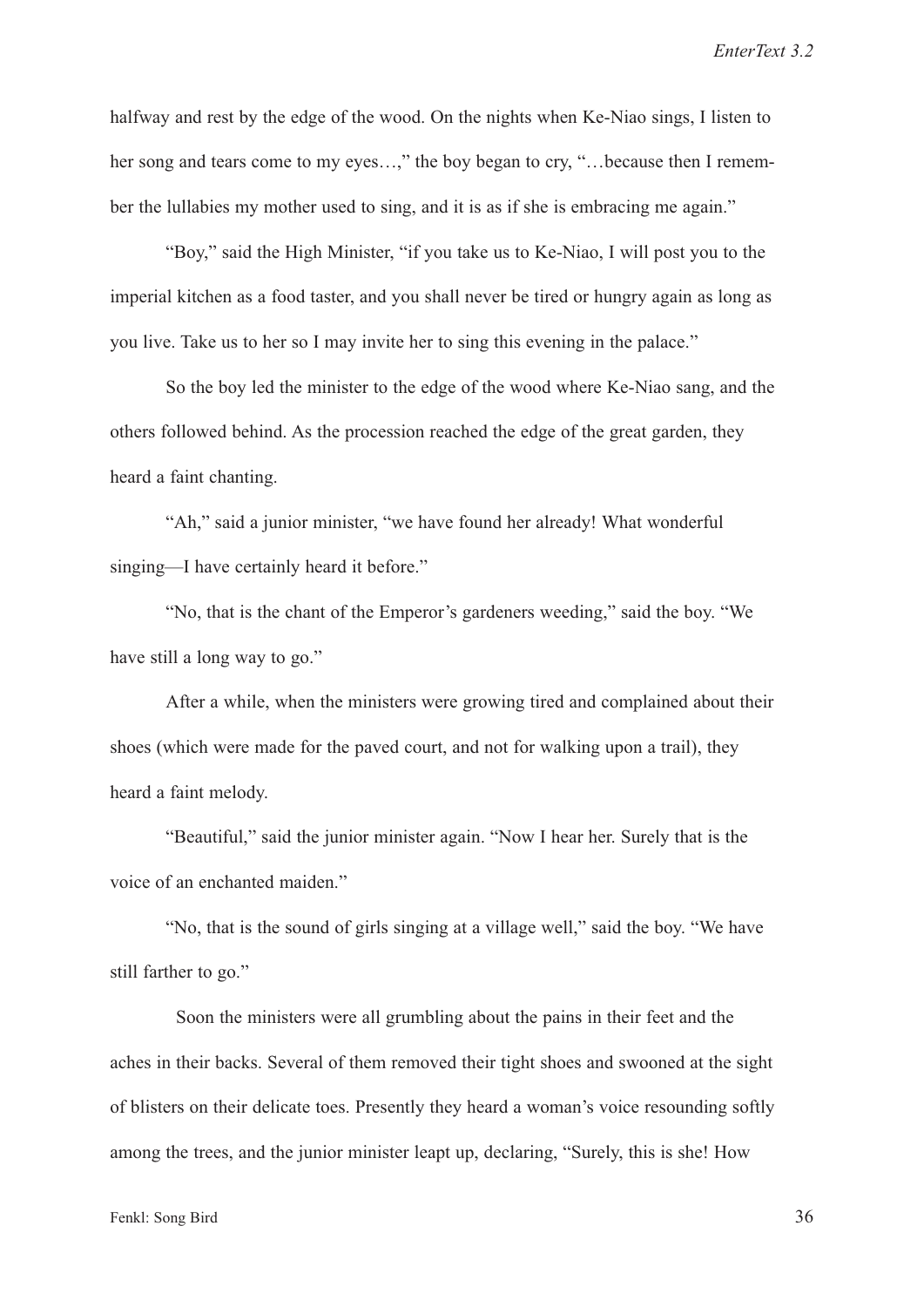halfway and rest by the edge of the wood. On the nights when Ke-Niao sings, I listen to her song and tears come to my eyes…," the boy began to cry, "…because then I remember the lullabies my mother used to sing, and it is as if she is embracing me again."

"Boy," said the High Minister, "if you take us to Ke-Niao, I will post you to the imperial kitchen as a food taster, and you shall never be tired or hungry again as long as you live. Take us to her so I may invite her to sing this evening in the palace."

So the boy led the minister to the edge of the wood where Ke-Niao sang, and the others followed behind. As the procession reached the edge of the great garden, they heard a faint chanting.

"Ah," said a junior minister, "we have found her already! What wonderful singing—I have certainly heard it before."

"No, that is the chant of the Emperor's gardeners weeding," said the boy. "We have still a long way to go."

After a while, when the ministers were growing tired and complained about their shoes (which were made for the paved court, and not for walking upon a trail), they heard a faint melody.

"Beautiful," said the junior minister again. "Now I hear her. Surely that is the voice of an enchanted maiden."

"No, that is the sound of girls singing at a village well," said the boy. "We have still farther to go."

Soon the ministers were all grumbling about the pains in their feet and the aches in their backs. Several of them removed their tight shoes and swooned at the sight of blisters on their delicate toes. Presently they heard a woman's voice resounding softly among the trees, and the junior minister leapt up, declaring, "Surely, this is she! How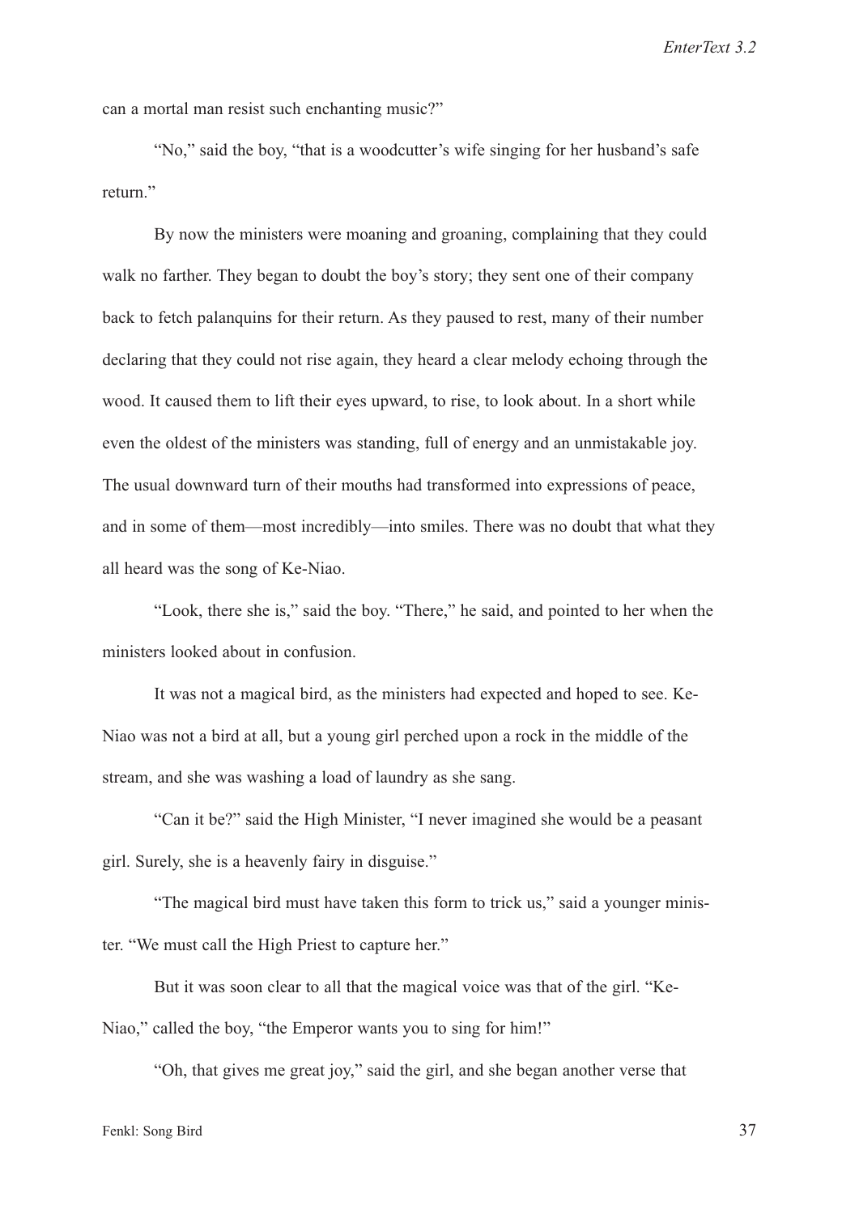can a mortal man resist such enchanting music?"

"No," said the boy, "that is a woodcutter's wife singing for her husband's safe return."

By now the ministers were moaning and groaning, complaining that they could walk no farther. They began to doubt the boy's story; they sent one of their company back to fetch palanquins for their return. As they paused to rest, many of their number declaring that they could not rise again, they heard a clear melody echoing through the wood. It caused them to lift their eyes upward, to rise, to look about. In a short while even the oldest of the ministers was standing, full of energy and an unmistakable joy. The usual downward turn of their mouths had transformed into expressions of peace, and in some of them—most incredibly—into smiles. There was no doubt that what they all heard was the song of Ke-Niao.

"Look, there she is," said the boy. "There," he said, and pointed to her when the ministers looked about in confusion.

It was not a magical bird, as the ministers had expected and hoped to see. Ke-Niao was not a bird at all, but a young girl perched upon a rock in the middle of the stream, and she was washing a load of laundry as she sang.

"Can it be?" said the High Minister, "I never imagined she would be a peasant girl. Surely, she is a heavenly fairy in disguise."

"The magical bird must have taken this form to trick us," said a younger minister. "We must call the High Priest to capture her."

But it was soon clear to all that the magical voice was that of the girl. "Ke-Niao," called the boy, "the Emperor wants you to sing for him!"

"Oh, that gives me great joy," said the girl, and she began another verse that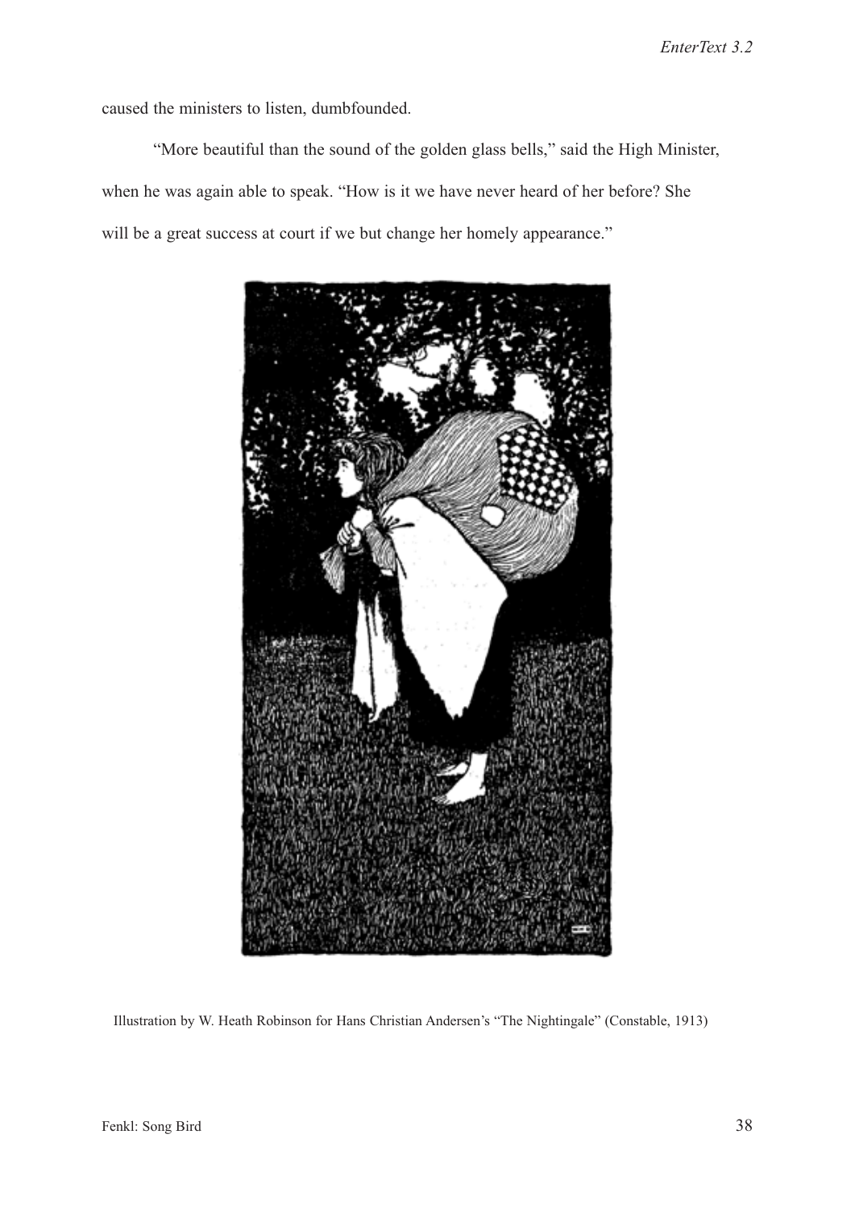caused the ministers to listen, dumbfounded.

"More beautiful than the sound of the golden glass bells," said the High Minister, when he was again able to speak. "How is it we have never heard of her before? She will be a great success at court if we but change her homely appearance."

Illustration by W. Heath Robinson for Hans Christian Andersen's "The Nightingale" (Constable, 1913)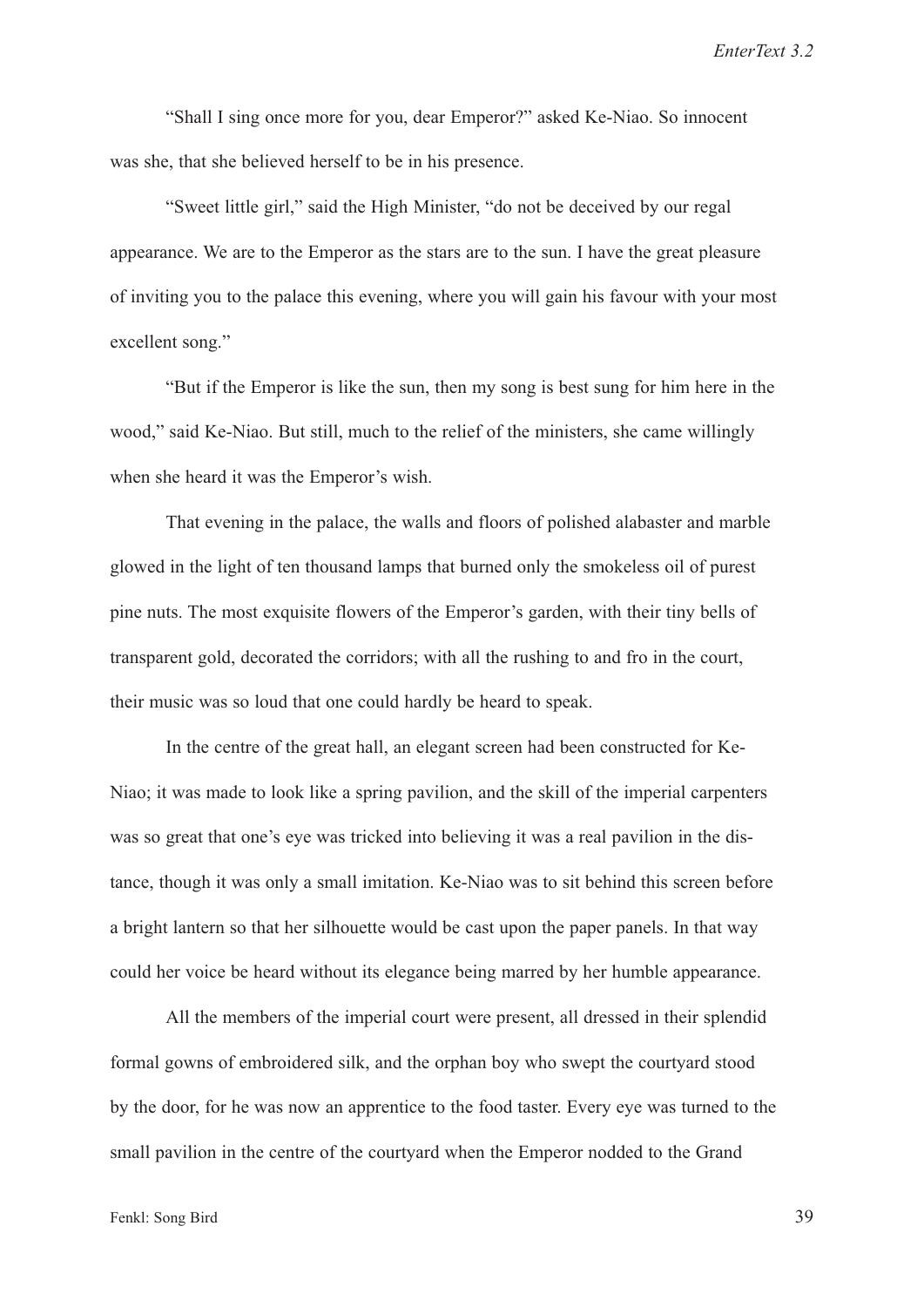"Shall I sing once more for you, dear Emperor?" asked Ke-Niao. So innocent was she, that she believed herself to be in his presence.

"Sweet little girl," said the High Minister, "do not be deceived by our regal appearance. We are to the Emperor as the stars are to the sun. I have the great pleasure of inviting you to the palace this evening, where you will gain his favour with your most excellent song."

"But if the Emperor is like the sun, then my song is best sung for him here in the wood," said Ke-Niao. But still, much to the relief of the ministers, she came willingly when she heard it was the Emperor's wish.

That evening in the palace, the walls and floors of polished alabaster and marble glowed in the light of ten thousand lamps that burned only the smokeless oil of purest pine nuts. The most exquisite flowers of the Emperor's garden, with their tiny bells of transparent gold, decorated the corridors; with all the rushing to and fro in the court, their music was so loud that one could hardly be heard to speak.

In the centre of the great hall, an elegant screen had been constructed for Ke-Niao; it was made to look like a spring pavilion, and the skill of the imperial carpenters was so great that one's eye was tricked into believing it was a real pavilion in the distance, though it was only a small imitation. Ke-Niao was to sit behind this screen before a bright lantern so that her silhouette would be cast upon the paper panels. In that way could her voice be heard without its elegance being marred by her humble appearance.

All the members of the imperial court were present, all dressed in their splendid formal gowns of embroidered silk, and the orphan boy who swept the courtyard stood by the door, for he was now an apprentice to the food taster. Every eye was turned to the small pavilion in the centre of the courtyard when the Emperor nodded to the Grand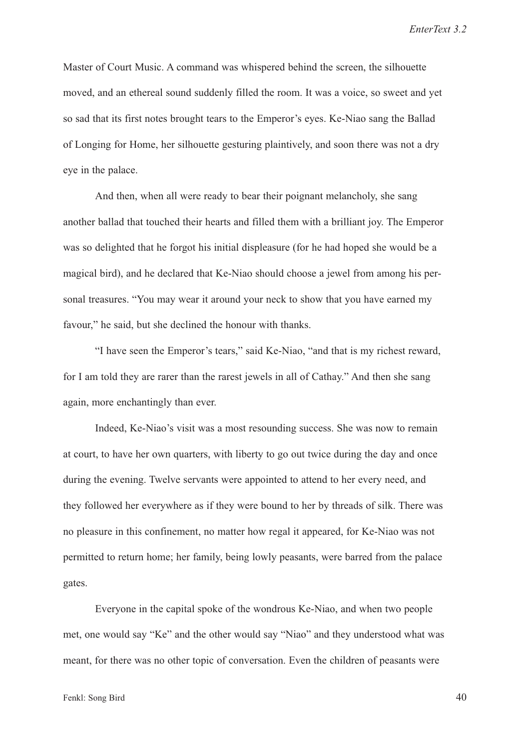Master of Court Music. A command was whispered behind the screen, the silhouette moved, and an ethereal sound suddenly filled the room. It was a voice, so sweet and yet so sad that its first notes brought tears to the Emperor's eyes. Ke-Niao sang the Ballad of Longing for Home, her silhouette gesturing plaintively, and soon there was not a dry eye in the palace.

And then, when all were ready to bear their poignant melancholy, she sang another ballad that touched their hearts and filled them with a brilliant joy. The Emperor was so delighted that he forgot his initial displeasure (for he had hoped she would be a magical bird), and he declared that Ke-Niao should choose a jewel from among his personal treasures. "You may wear it around your neck to show that you have earned my favour," he said, but she declined the honour with thanks.

"I have seen the Emperor's tears," said Ke-Niao, "and that is my richest reward, for I am told they are rarer than the rarest jewels in all of Cathay." And then she sang again, more enchantingly than ever.

Indeed, Ke-Niao's visit was a most resounding success. She was now to remain at court, to have her own quarters, with liberty to go out twice during the day and once during the evening. Twelve servants were appointed to attend to her every need, and they followed her everywhere as if they were bound to her by threads of silk. There was no pleasure in this confinement, no matter how regal it appeared, for Ke-Niao was not permitted to return home; her family, being lowly peasants, were barred from the palace gates.

Everyone in the capital spoke of the wondrous Ke-Niao, and when two people met, one would say "Ke" and the other would say "Niao" and they understood what was meant, for there was no other topic of conversation. Even the children of peasants were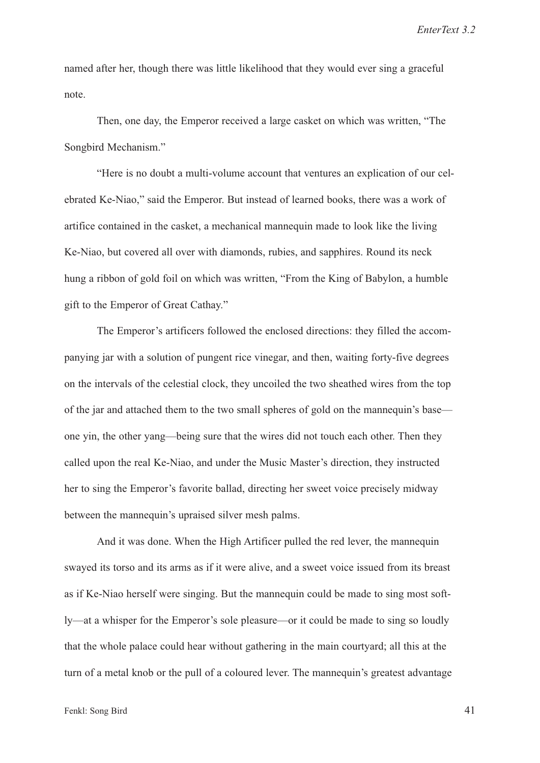named after her, though there was little likelihood that they would ever sing a graceful note.

Then, one day, the Emperor received a large casket on which was written, “The Songbird Mechanism.”

“Here is no doubt a multi-volume account that ventures an explication of our celebrated Ke-Niao,” said the Emperor. But instead of learned books, there was a work of artifice contained in the casket, a mechanical mannequin made to look like the living Ke-Niao, but covered all over with diamonds, rubies, and sapphires. Round its neck hung a ribbon of gold foil on which was written, “From the King of Babylon, a humble gift to the Emperor of Great Cathay.”

The Emperor’s artificers followed the enclosed directions: they filled the accompanying jar with a solution of pungent rice vinegar, and then, waiting forty-five degrees on the intervals of the celestial clock, they uncoiled the two sheathed wires from the top of the jar and attached them to the two small spheres of gold on the mannequin’s base—one yin, the other yang—being sure that the wires did not touch each other. Then they called upon the real Ke-Niao, and under the Music Master’s direction, they instructed her to sing the Emperor’s favorite ballad, directing her sweet voice precisely midway between the mannequin’s upraised silver mesh palms.

And it was done. When the High Artificer pulled the red lever, the mannequin swayed its torso and its arms as if it were alive, and a sweet voice issued from its breast as if Ke-Niao herself were singing. But the mannequin could be made to sing most softly—at a whisper for the Emperor’s sole pleasure—or it could be made to sing so loudly that the whole palace could hear without gathering in the main courtyard; all this at the turn of a metal knob or the pull of a coloured lever. The mannequin’s greatest advantage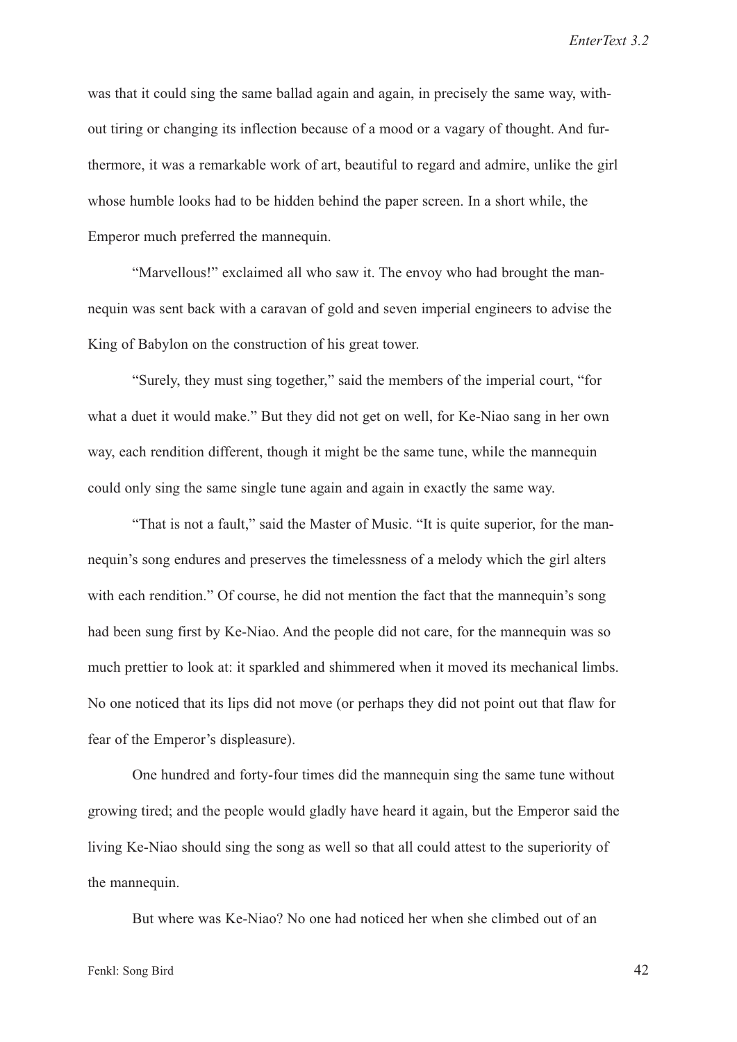was that it could sing the same ballad again and again, in precisely the same way, without tiring or changing its inflection because of a mood or a vagary of thought. And furthermore, it was a remarkable work of art, beautiful to regard and admire, unlike the girl whose humble looks had to be hidden behind the paper screen. In a short while, the Emperor much preferred the mannequin.

"Marvellous!" exclaimed all who saw it. The envoy who had brought the mannequin was sent back with a caravan of gold and seven imperial engineers to advise the King of Babylon on the construction of his great tower.

"Surely, they must sing together," said the members of the imperial court, "for what a duet it would make." But they did not get on well, for Ke-Niao sang in her own way, each rendition different, though it might be the same tune, while the mannequin could only sing the same single tune again and again in exactly the same way.

"That is not a fault," said the Master of Music. "It is quite superior, for the mannequin's song endures and preserves the timelessness of a melody which the girl alters with each rendition." Of course, he did not mention the fact that the mannequin's song had been sung first by Ke-Niao. And the people did not care, for the mannequin was so much prettier to look at: it sparkled and shimmered when it moved its mechanical limbs. No one noticed that its lips did not move (or perhaps they did not point out that flaw for fear of the Emperor's displeasure).

One hundred and forty-four times did the mannequin sing the same tune without growing tired; and the people would gladly have heard it again, but the Emperor said the living Ke-Niao should sing the song as well so that all could attest to the superiority of the mannequin.

But where was Ke-Niao? No one had noticed her when she climbed out of an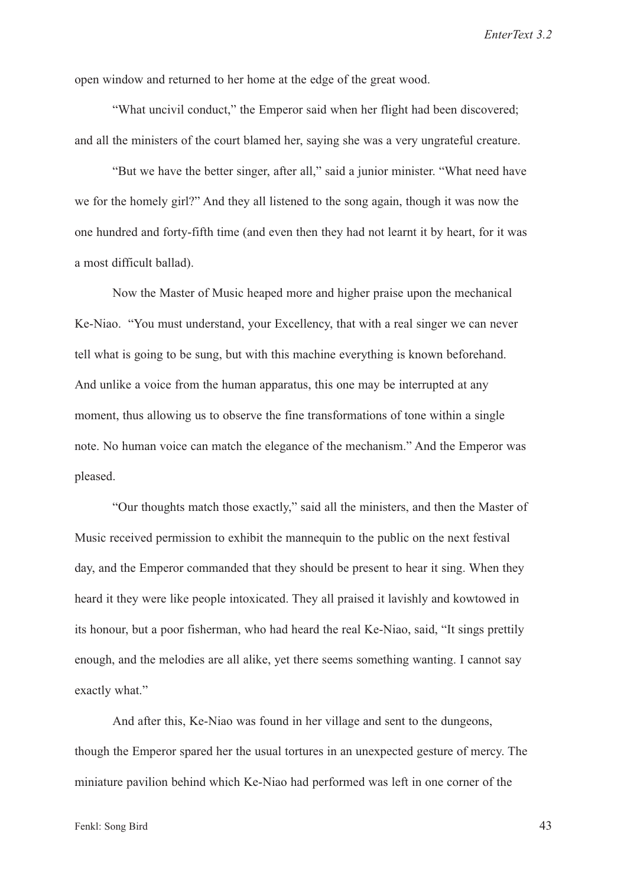open window and returned to her home at the edge of the great wood.

"What uncivil conduct," the Emperor said when her flight had been discovered; and all the ministers of the court blamed her, saying she was a very ungrateful creature.

"But we have the better singer, after all," said a junior minister. "What need have we for the homely girl?" And they all listened to the song again, though it was now the one hundred and forty-fifth time (and even then they had not learnt it by heart, for it was a most difficult ballad).

Now the Master of Music heaped more and higher praise upon the mechanical Ke-Niao. "You must understand, your Excellency, that with a real singer we can never tell what is going to be sung, but with this machine everything is known beforehand. And unlike a voice from the human apparatus, this one may be interrupted at any moment, thus allowing us to observe the fine transformations of tone within a single note. No human voice can match the elegance of the mechanism." And the Emperor was pleased.

"Our thoughts match those exactly," said all the ministers, and then the Master of Music received permission to exhibit the mannequin to the public on the next festival day, and the Emperor commanded that they should be present to hear it sing. When they heard it they were like people intoxicated. They all praised it lavishly and kowtowed in its honour, but a poor fisherman, who had heard the real Ke-Niao, said, "It sings prettily enough, and the melodies are all alike, yet there seems something wanting. I cannot say exactly what."

And after this, Ke-Niao was found in her village and sent to the dungeons, though the Emperor spared her the usual tortures in an unexpected gesture of mercy. The miniature pavilion behind which Ke-Niao had performed was left in one corner of the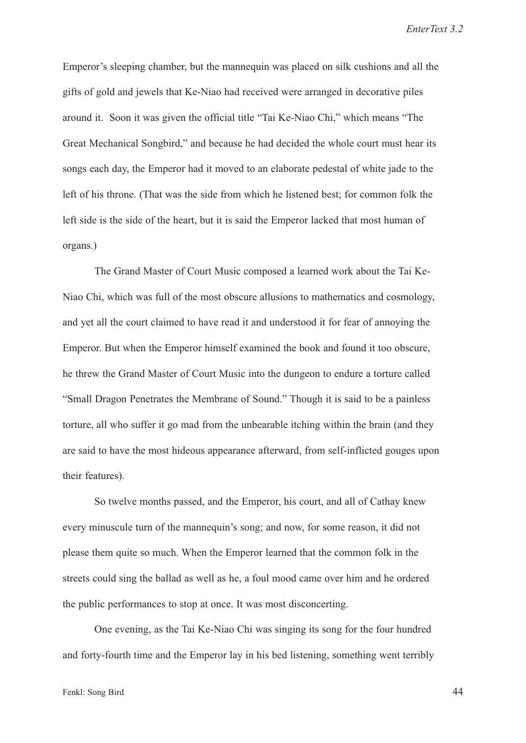Emperor's sleeping chamber, but the mannequin was placed on silk cushions and all the gifts of gold and jewels that Ke-Niao had received were arranged in decorative piles around it. Soon it was given the official title "Tai Ke-Niao Chi," which means "The Great Mechanical Songbird," and because he had decided the whole court must hear its songs each day, the Emperor had it moved to an elaborate pedestal of white jade to the left of his throne. (That was the side from which he listened best; for common folk the left side is the side of the heart, but it is said the Emperor lacked that most human of organs.)

The Grand Master of Court Music composed a learned work about the Tai Ke-Niao Chi, which was full of the most obscure allusions to mathematics and cosmology, and yet all the court claimed to have read it and understood it for fear of annoying the Emperor. But when the Emperor himself examined the book and found it too obscure, he threw the Grand Master of Court Music into the dungeon to endure a torture called "Small Dragon Penetrates the Membrane of Sound." Though it is said to be a painless torture, all who suffer it go mad from the unbearable itching within the brain (and they are said to have the most hideous appearance afterward, from self-inflicted gouges upon their features).

So twelve months passed, and the Emperor, his court, and all of Cathay knew every minuscule turn of the mannequin's song; and now, for some reason, it did not please them quite so much. When the Emperor learned that the common folk in the streets could sing the ballad as well as he, a foul mood came over him and he ordered the public performances to stop at once. It was most disconcerting.

One evening, as the Tai Ke-Niao Chi was singing its song for the four hundred and forty-fourth time and the Emperor lay in his bed listening, something went terribly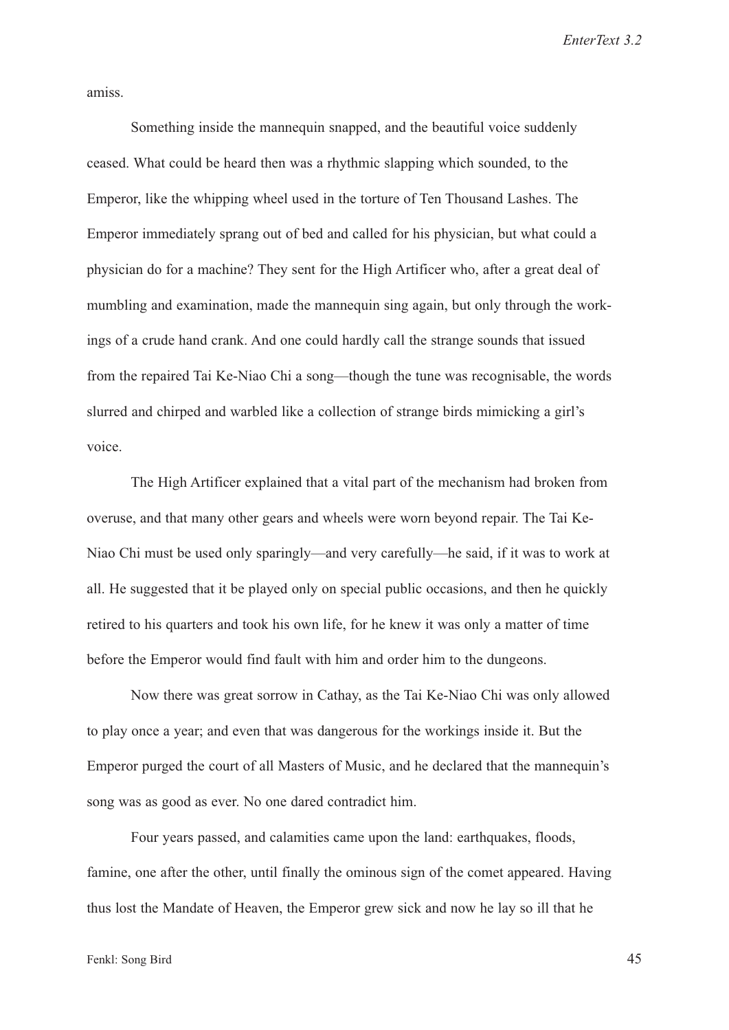amiss.

Something inside the mannequin snapped, and the beautiful voice suddenly ceased. What could be heard then was a rhythmic slapping which sounded, to the Emperor, like the whipping wheel used in the torture of Ten Thousand Lashes. The Emperor immediately sprang out of bed and called for his physician, but what could a physician do for a machine? They sent for the High Artificer who, after a great deal of mumbling and examination, made the mannequin sing again, but only through the workings of a crude hand crank. And one could hardly call the strange sounds that issued from the repaired Tai Ke-Niao Chi a song—though the tune was recognisable, the words slurred and chirped and warbled like a collection of strange birds mimicking a girl's voice.

The High Artificer explained that a vital part of the mechanism had broken from overuse, and that many other gears and wheels were worn beyond repair. The Tai Ke-Niao Chi must be used only sparingly—and very carefully—he said, if it was to work at all. He suggested that it be played only on special public occasions, and then he quickly retired to his quarters and took his own life, for he knew it was only a matter of time before the Emperor would find fault with him and order him to the dungeons.

Now there was great sorrow in Cathay, as the Tai Ke-Niao Chi was only allowed to play once a year; and even that was dangerous for the workings inside it. But the Emperor purged the court of all Masters of Music, and he declared that the mannequin's song was as good as ever. No one dared contradict him.

Four years passed, and calamities came upon the land: earthquakes, floods, famine, one after the other, until finally the ominous sign of the comet appeared. Having thus lost the Mandate of Heaven, the Emperor grew sick and now he lay so ill that he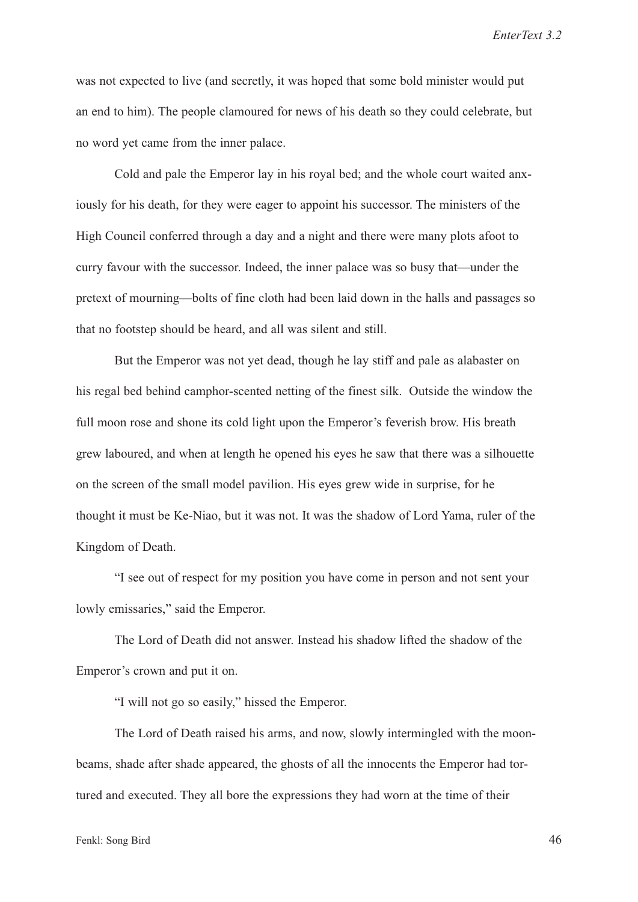was not expected to live (and secretly, it was hoped that some bold minister would put an end to him). The people clamoured for news of his death so they could celebrate, but no word yet came from the inner palace.

Cold and pale the Emperor lay in his royal bed; and the whole court waited anxiously for his death, for they were eager to appoint his successor. The ministers of the High Council conferred through a day and a night and there were many plots afoot to curry favour with the successor. Indeed, the inner palace was so busy that—under the pretext of mourning—bolts of fine cloth had been laid down in the halls and passages so that no footstep should be heard, and all was silent and still.

But the Emperor was not yet dead, though he lay stiff and pale as alabaster on his regal bed behind camphor-scented netting of the finest silk. Outside the window the full moon rose and shone its cold light upon the Emperor's feverish brow. His breath grew laboured, and when at length he opened his eyes he saw that there was a silhouette on the screen of the small model pavilion. His eyes grew wide in surprise, for he thought it must be Ke-Niao, but it was not. It was the shadow of Lord Yama, ruler of the Kingdom of Death.

"I see out of respect for my position you have come in person and not sent your lowly emissaries," said the Emperor.

The Lord of Death did not answer. Instead his shadow lifted the shadow of the Emperor's crown and put it on.

"I will not go so easily," hissed the Emperor.

The Lord of Death raised his arms, and now, slowly intermingled with the moonbeams, shade after shade appeared, the ghosts of all the innocents the Emperor had tortured and executed. They all bore the expressions they had worn at the time of their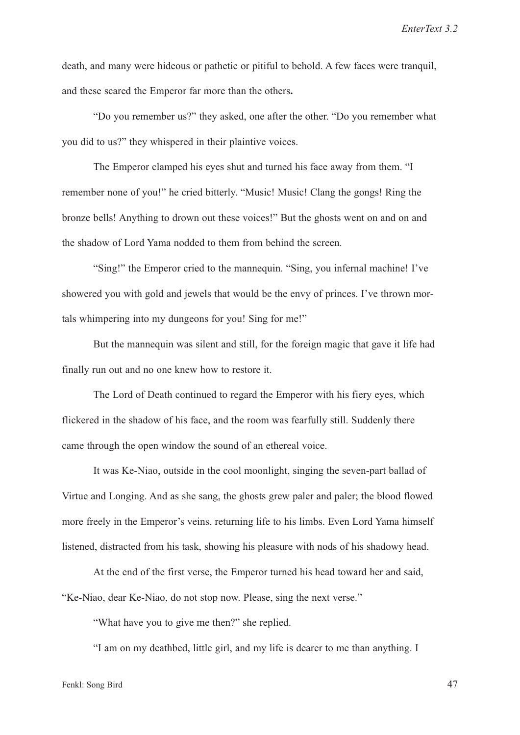death, and many were hideous or pathetic or pitiful to behold. A few faces were tranquil, and these scared the Emperor far more than the others**.**

"Do you remember us?" they asked, one after the other. "Do you remember what you did to us?" they whispered in their plaintive voices.

The Emperor clamped his eyes shut and turned his face away from them. "I remember none of you!" he cried bitterly. "Music! Music! Clang the gongs! Ring the bronze bells! Anything to drown out these voices!" But the ghosts went on and on and the shadow of Lord Yama nodded to them from behind the screen.

"Sing!" the Emperor cried to the mannequin. "Sing, you infernal machine! I've showered you with gold and jewels that would be the envy of princes. I've thrown mortals whimpering into my dungeons for you! Sing for me!"

But the mannequin was silent and still, for the foreign magic that gave it life had finally run out and no one knew how to restore it.

The Lord of Death continued to regard the Emperor with his fiery eyes, which flickered in the shadow of his face, and the room was fearfully still. Suddenly there came through the open window the sound of an ethereal voice.

It was Ke-Niao, outside in the cool moonlight, singing the seven-part ballad of Virtue and Longing. And as she sang, the ghosts grew paler and paler; the blood flowed more freely in the Emperor's veins, returning life to his limbs. Even Lord Yama himself listened, distracted from his task, showing his pleasure with nods of his shadowy head.

At the end of the first verse, the Emperor turned his head toward her and said, "Ke-Niao, dear Ke-Niao, do not stop now. Please, sing the next verse."

"What have you to give me then?" she replied.

"I am on my deathbed, little girl, and my life is dearer to me than anything. I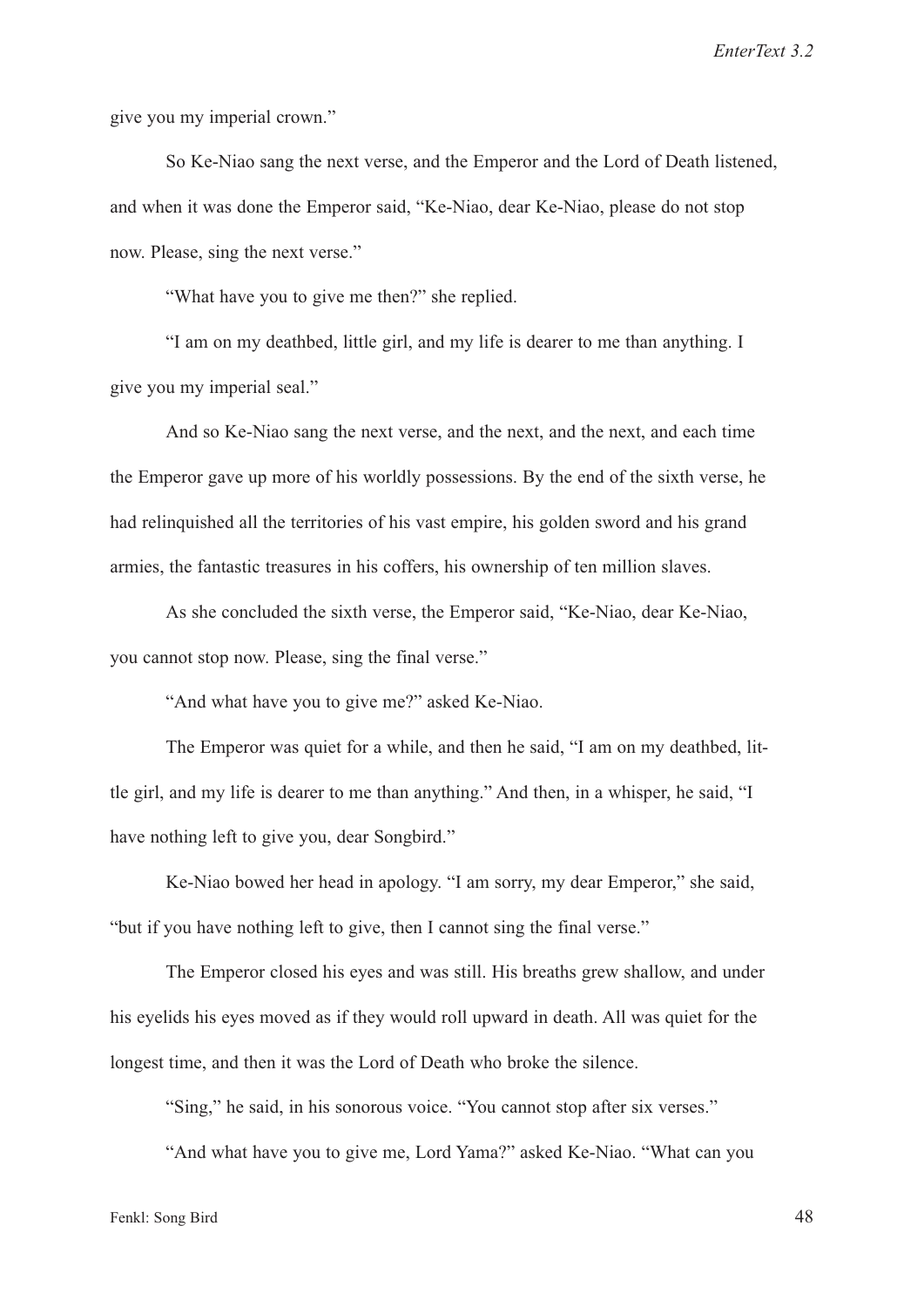give you my imperial crown."

So Ke-Niao sang the next verse, and the Emperor and the Lord of Death listened, and when it was done the Emperor said, "Ke-Niao, dear Ke-Niao, please do not stop now. Please, sing the next verse."

"What have you to give me then?" she replied.

"I am on my deathbed, little girl, and my life is dearer to me than anything. I give you my imperial seal."

And so Ke-Niao sang the next verse, and the next, and the next, and each time the Emperor gave up more of his worldly possessions. By the end of the sixth verse, he had relinquished all the territories of his vast empire, his golden sword and his grand armies, the fantastic treasures in his coffers, his ownership of ten million slaves.

As she concluded the sixth verse, the Emperor said, "Ke-Niao, dear Ke-Niao, you cannot stop now. Please, sing the final verse."

"And what have you to give me?" asked Ke-Niao.

The Emperor was quiet for a while, and then he said, "I am on my deathbed, little girl, and my life is dearer to me than anything." And then, in a whisper, he said, "I have nothing left to give you, dear Songbird."

Ke-Niao bowed her head in apology. "I am sorry, my dear Emperor," she said, "but if you have nothing left to give, then I cannot sing the final verse."

The Emperor closed his eyes and was still. His breaths grew shallow, and under his eyelids his eyes moved as if they would roll upward in death. All was quiet for the longest time, and then it was the Lord of Death who broke the silence.

"Sing," he said, in his sonorous voice. "You cannot stop after six verses."

"And what have you to give me, Lord Yama?" asked Ke-Niao. "What can you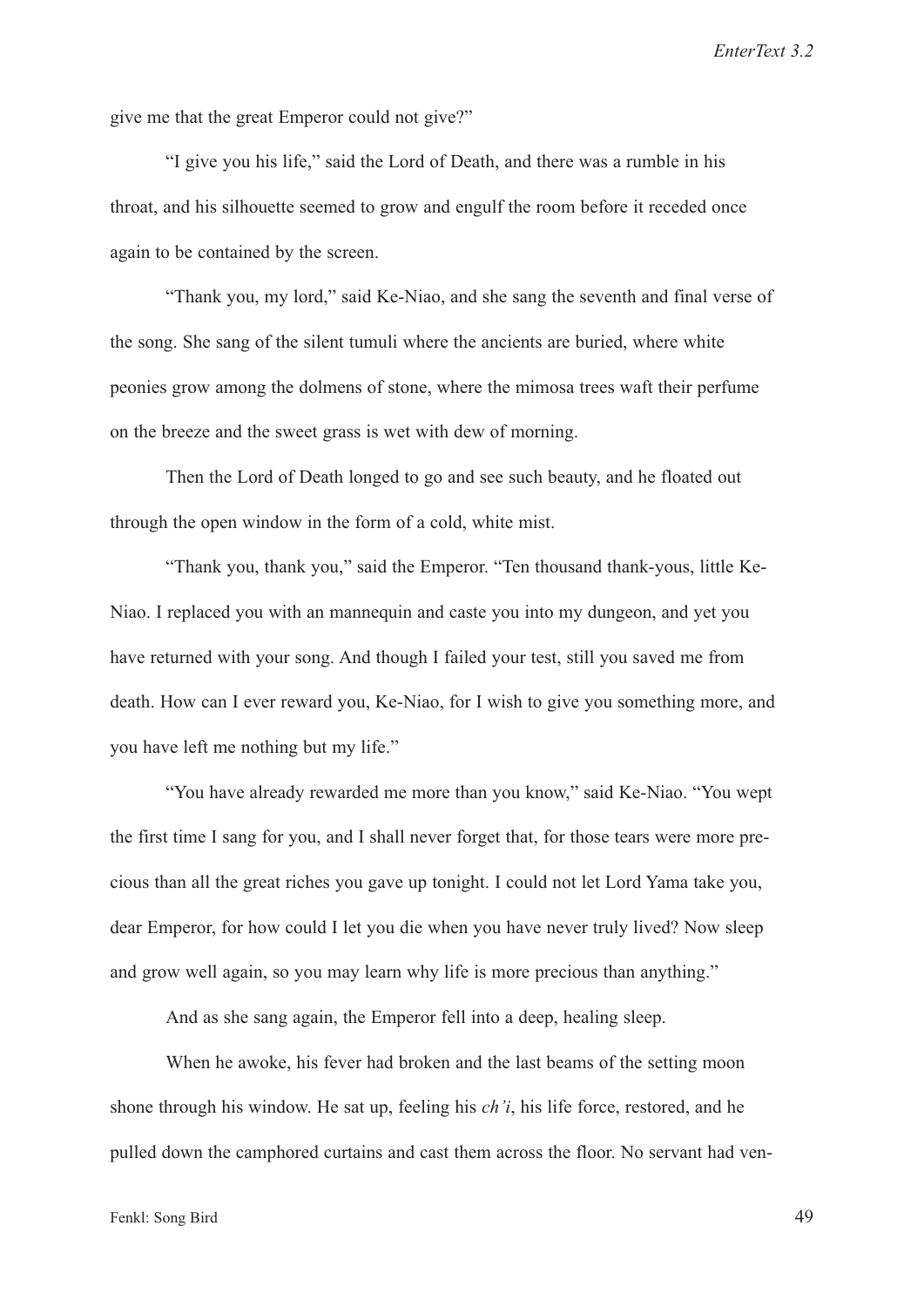give me that the great Emperor could not give?"

"I give you his life," said the Lord of Death, and there was a rumble in his throat, and his silhouette seemed to grow and engulf the room before it receded once again to be contained by the screen.

"Thank you, my lord," said Ke-Niao, and she sang the seventh and final verse of the song. She sang of the silent tumuli where the ancients are buried, where white peonies grow among the dolmens of stone, where the mimosa trees waft their perfume on the breeze and the sweet grass is wet with dew of morning.

Then the Lord of Death longed to go and see such beauty, and he floated out through the open window in the form of a cold, white mist.

"Thank you, thank you," said the Emperor. "Ten thousand thank-yous, little Ke-Niao. I replaced you with an mannequin and caste you into my dungeon, and yet you have returned with your song. And though I failed your test, still you saved me from death. How can I ever reward you, Ke-Niao, for I wish to give you something more, and you have left me nothing but my life."

"You have already rewarded me more than you know," said Ke-Niao. "You wept the first time I sang for you, and I shall never forget that, for those tears were more precious than all the great riches you gave up tonight. I could not let Lord Yama take you, dear Emperor, for how could I let you die when you have never truly lived? Now sleep and grow well again, so you may learn why life is more precious than anything."

And as she sang again, the Emperor fell into a deep, healing sleep.

When he awoke, his fever had broken and the last beams of the setting moon shone through his window. He sat up, feeling his *ch'i*, his life force, restored, and he pulled down the camphored curtains and cast them across the floor. No servant had ven-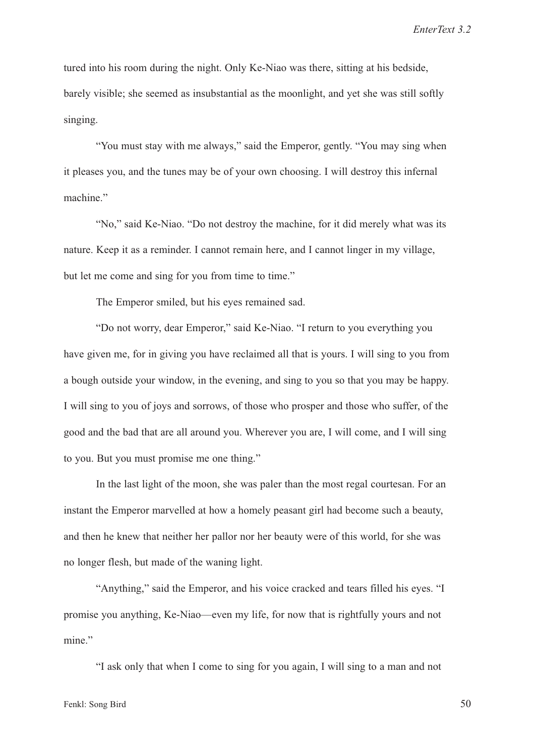tured into his room during the night. Only Ke-Niao was there, sitting at his bedside, barely visible; she seemed as insubstantial as the moonlight, and yet she was still softly singing.

"You must stay with me always," said the Emperor, gently. "You may sing when it pleases you, and the tunes may be of your own choosing. I will destroy this infernal machine."

"No," said Ke-Niao. "Do not destroy the machine, for it did merely what was its nature. Keep it as a reminder. I cannot remain here, and I cannot linger in my village, but let me come and sing for you from time to time."

The Emperor smiled, but his eyes remained sad.

"Do not worry, dear Emperor," said Ke-Niao. "I return to you everything you have given me, for in giving you have reclaimed all that is yours. I will sing to you from a bough outside your window, in the evening, and sing to you so that you may be happy. I will sing to you of joys and sorrows, of those who prosper and those who suffer, of the good and the bad that are all around you. Wherever you are, I will come, and I will sing to you. But you must promise me one thing."

In the last light of the moon, she was paler than the most regal courtesan. For an instant the Emperor marvelled at how a homely peasant girl had become such a beauty, and then he knew that neither her pallor nor her beauty were of this world, for she was no longer flesh, but made of the waning light.

"Anything," said the Emperor, and his voice cracked and tears filled his eyes. "I promise you anything, Ke-Niao—even my life, for now that is rightfully yours and not mine."

"I ask only that when I come to sing for you again, I will sing to a man and not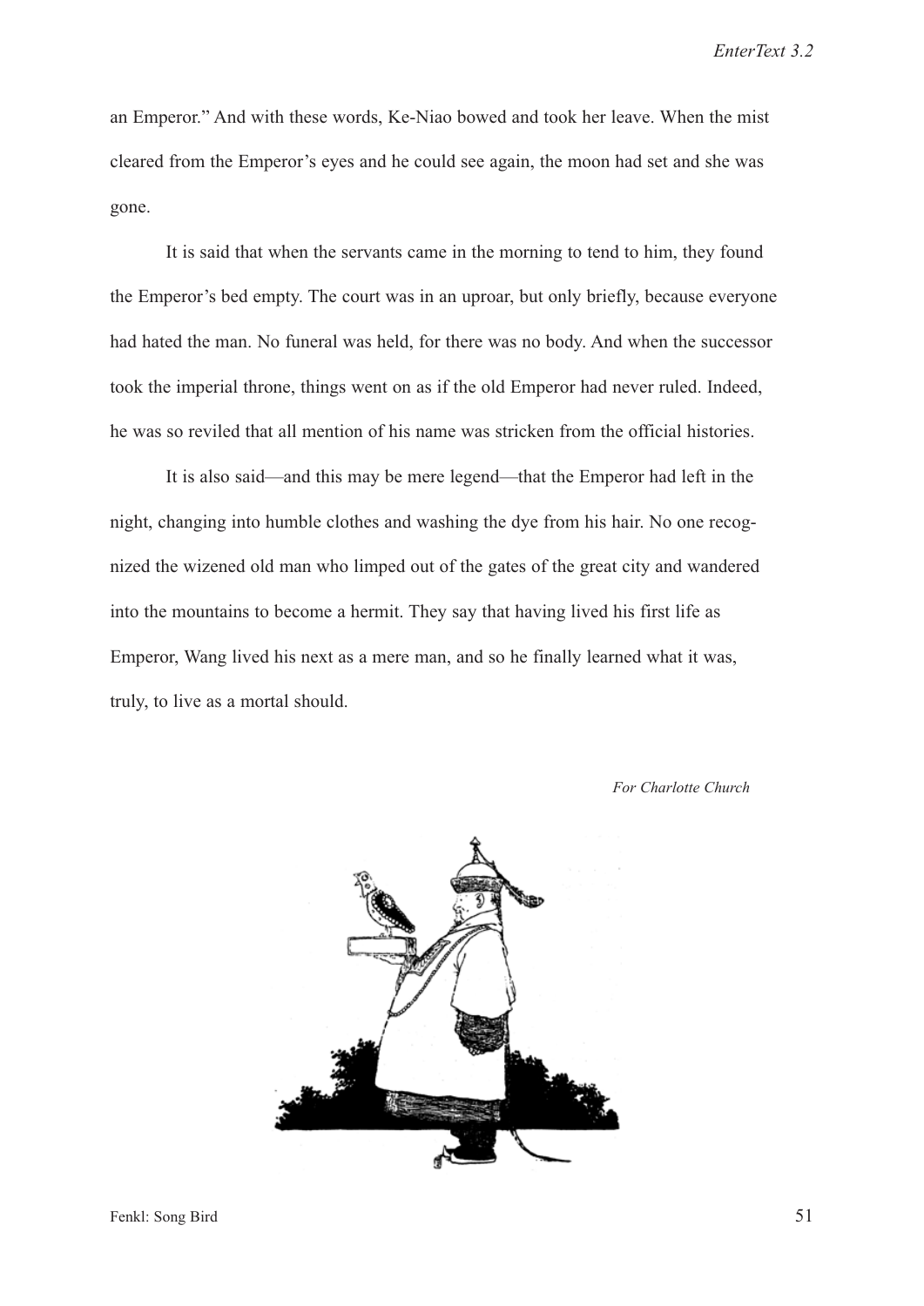an Emperor." And with these words, Ke-Niao bowed and took her leave. When the mist cleared from the Emperor's eyes and he could see again, the moon had set and she was gone.

It is said that when the servants came in the morning to tend to him, they found the Emperor's bed empty. The court was in an uproar, but only briefly, because everyone had hated the man. No funeral was held, for there was no body. And when the successor took the imperial throne, things went on as if the old Emperor had never ruled. Indeed, he was so reviled that all mention of his name was stricken from the official histories.

It is also said—and this may be mere legend—that the Emperor had left in the night, changing into humble clothes and washing the dye from his hair. No one recognized the wizened old man who limped out of the gates of the great city and wandered into the mountains to become a hermit. They say that having lived his first life as Emperor, Wang lived his next as a mere man, and so he finally learned what it was, truly, to live as a mortal should.

*For Charlotte Church*